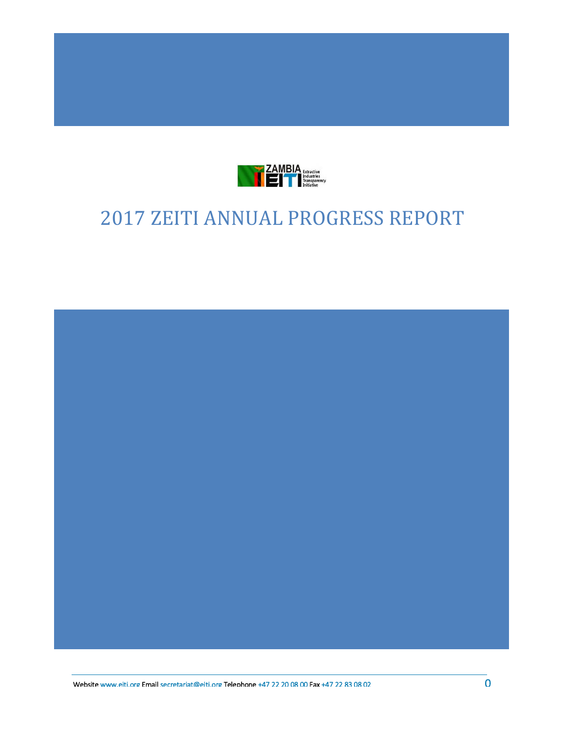# 2017 ZEITI ANNUAL PROGRESS REPORT

Website www.eiti.org Email secretariat@eiti.org Telephone +47 22 20 08 00 Fax +47 22 83 08 02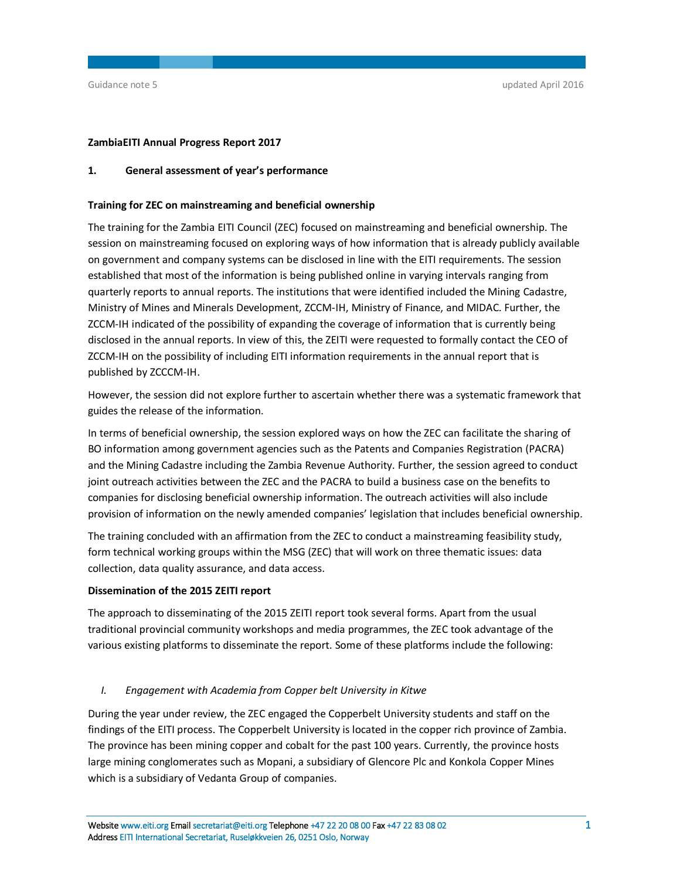**ZambiaEITI Annual Progress Report 2017**

## 1. General assessment of year's performance

**Training for ZEC on mainstreaming and beneficial ownership**

The training for the Zambia EITI Council (ZEC) focused on mainstreaming and beneficial ownership. The session on mainstreaming focused on exploring ways of how information that is already publicly available on government and company systems can be disclosed in line with the EITI requirements. The session established that most of the information is being published online in varying intervals ranging from quarterly reports to annual reports. The institutions that were identified included the Mining Cadastre, Ministry of Mines and Minerals Development, ZCCM-IH, Ministry of Finance, and MIDAC. Further, the ZCCM-IH indicated of the possibility of expanding the coverage of information that is currently being disclosed in the annual reports. In view of this, the ZEITI were requested to formally contact the CEO of ZCCM-IH on the possibility of including EITI information requirements in the annual report that is published by ZCCCM-IH.

However, the session did not explore further to ascertain whether there was a systematic framework that guides the release of the information.

In terms of beneficial ownership, the session explored ways on how the ZEC can facilitate the sharing of BO information among government agencies such as the Patents and Companies Registration (PACRA) and the Mining Cadastre including the Zambia Revenue Authority. Further, the session agreed to conduct joint outreach activities between the ZEC and the PACRA to build a business case on the benefits to companies for disclosing beneficial ownership information. The outreach activities will also include provision of information on the newly amended companies' legislation that includes beneficial ownership.

The training concluded with an affirmation from the ZEC to conduct a mainstreaming feasibility study, form technical working groups within the MSG (ZEC) that will work on three thematic issues: data collection, data quality assurance, and data access.

**Dissemination of the 2015 ZEITI report**

The approach to disseminating of the 2015 ZEITI report took several forms. Apart from the usual traditional provincial community workshops and media programmes, the ZEC took advantage of the various existing platforms to disseminate the report. Some of these platforms include the following:

I. *Engagement with Academia from Copper belt University in Kitwe*

During the year under review, the ZEC engaged the Copperbelt University students and staff on the findings of the EITI process. The Copperbelt University is located in the copper rich province of Zambia. The province has been mining copper and cobalt for the past 100 years. Currently, the province hosts large mining conglomerates such as Mopani, a subsidiary of Glencore Plc and Konkola Copper Mines which is a subsidiary of Vedanta Group of companies.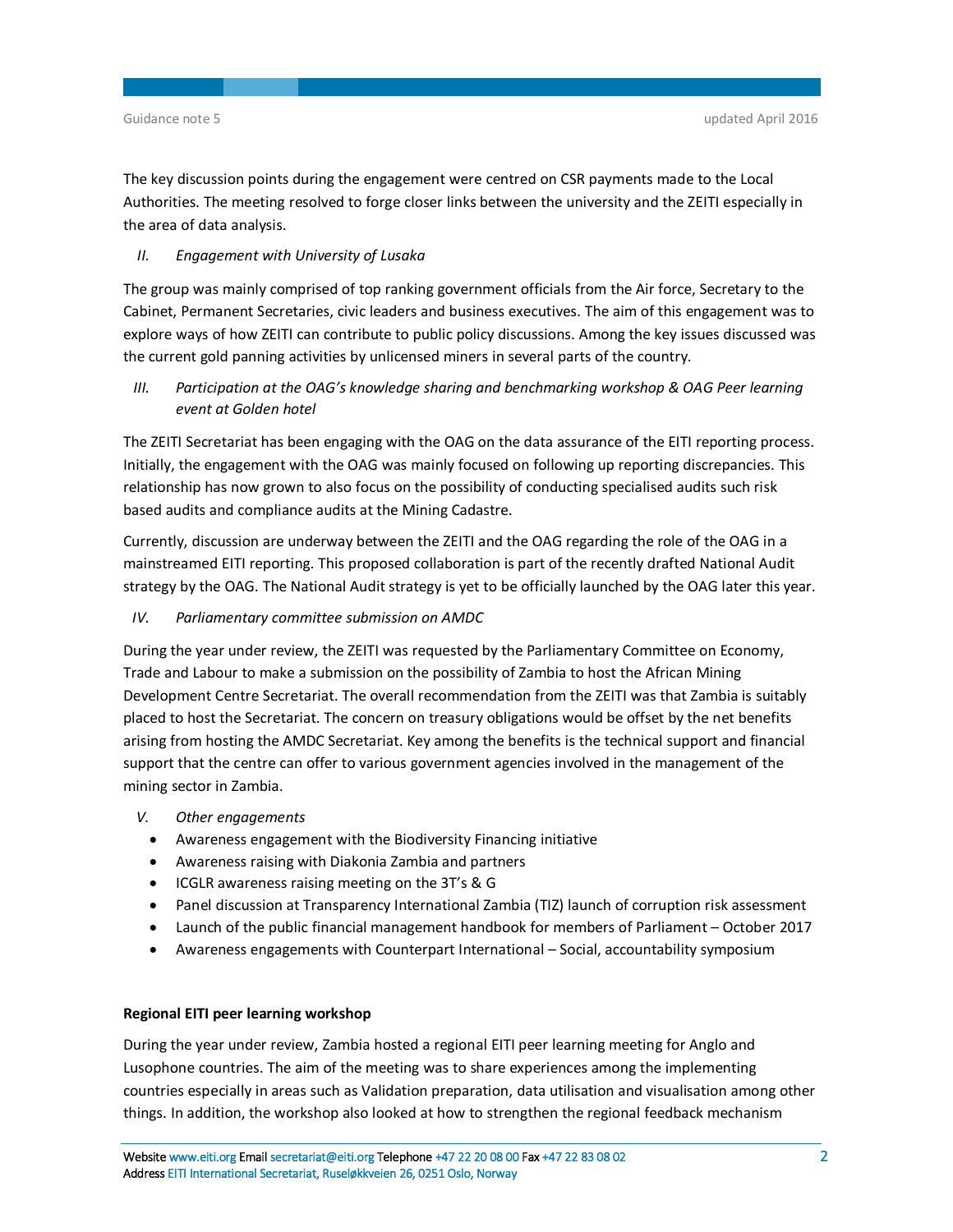The key discussion points during the engagement were centred on CSR payments made to the Local Authorities. The meeting resolved to forge closer links between the university and the ZEITI especially in the area of data analysis.

*II. Engagement with University of Lusaka*

The group was mainly comprised of top ranking government officials from the Air force, Secretary to the Cabinet, Permanent Secretaries, civic leaders and business executives. The aim of this engagement was to explore ways of how ZEITI can contribute to public policy discussions. Among the key issues discussed was the current gold panning activities by unlicensed miners in several parts of the country.

*III. Participation at the OAG's knowledge sharing and benchmarking workshop & OAG Peer learning event at Golden hotel*

The ZEITI Secretariat has been engaging with the OAG on the data assurance of the EITI reporting process. Initially, the engagement with the OAG was mainly focused on following up reporting discrepancies. This relationship has now grown to also focus on the possibility of conducting specialised audits such risk based audits and compliance audits at the Mining Cadastre.

Currently, discussion are underway between the ZEITI and the OAG regarding the role of the OAG in a mainstreamed EITI reporting. This proposed collaboration is part of the recently drafted National Audit strategy by the OAG. The National Audit strategy is yet to be officially launched by the OAG later this year.

*IV. Parliamentary committee submission on AMDC*

During the year under review, the ZEITI was requested by the Parliamentary Committee on Economy, Trade and Labour to make a submission on the possibility of Zambia to host the African Mining Development Centre Secretariat. The overall recommendation from the ZEITI was that Zambia is suitably placed to host the Secretariat. The concern on treasury obligations would be offset by the net benefits arising from hosting the AMDC Secretariat. Key among the benefits is the technical support and financial support that the centre can offer to various government agencies involved in the management of the mining sector in Zambia.

*V. Other engagements*

- Awareness engagement with the Biodiversity Financing initiative
- Awareness raising with Diakonia Zambia and partners
- ICGLR awareness raising meeting on the 3T's & G
- Panel discussion at Transparency International Zambia (TIZ) launch of corruption risk assessment
- Launch of the public financial management handbook for members of Parliament – October 2017
- Awareness engagements with Counterpart International – Social, accountability symposium

**Regional EITI peer learning workshop**

During the year under review, Zambia hosted a regional EITI peer learning meeting for Anglo and Lusophone countries. The aim of the meeting was to share experiences among the implementing countries especially in areas such as Validation preparation, data utilisation and visualisation among other things. In addition, the workshop also looked at how to strengthen the regional feedback mechanism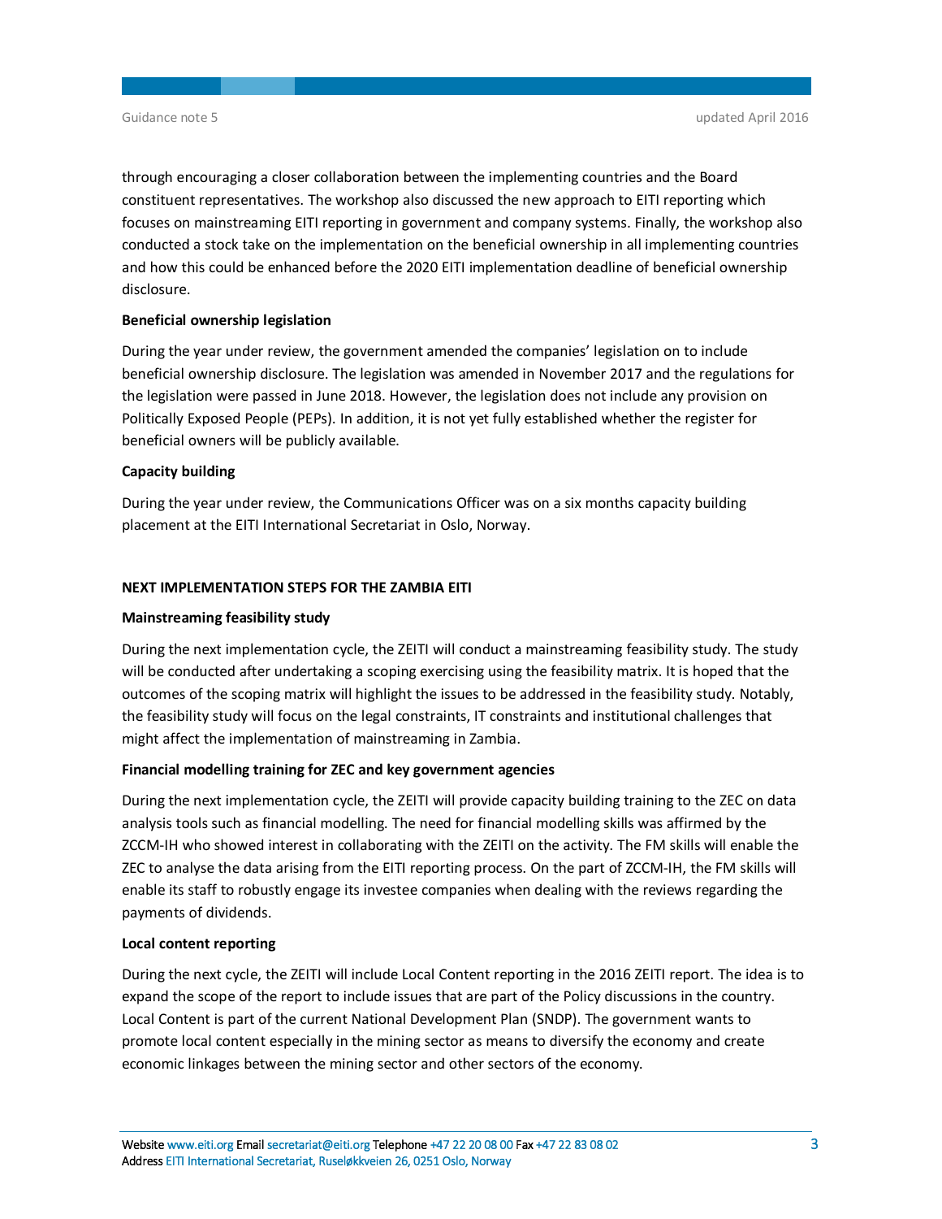through encouraging a closer collaboration between the implementing countries and the Board constituent representatives. The workshop also discussed the new approach to EITI reporting which focuses on mainstreaming EITI reporting in government and company systems. Finally, the workshop also conducted a stock take on the implementation on the beneficial ownership in all implementing countries and how this could be enhanced before the 2020 EITI implementation deadline of beneficial ownership disclosure.

**Beneficial ownership legislation**

During the year under review, the government amended the companies' legislation on to include beneficial ownership disclosure. The legislation was amended in November 2017 and the regulations for the legislation were passed in June 2018. However, the legislation does not include any provision on Politically Exposed People (PEPs). In addition, it is not yet fully established whether the register for beneficial owners will be publicly available.

**Capacity building**

During the year under review, the Communications Officer was on a six months capacity building placement at the EITI International Secretariat in Oslo, Norway.

## NEXT IMPLEMENTATION STEPS FOR THE ZAMBIA EITI

**Mainstreaming feasibility study**

During the next implementation cycle, the ZEITI will conduct a mainstreaming feasibility study. The study will be conducted after undertaking a scoping exercising using the feasibility matrix. It is hoped that the outcomes of the scoping matrix will highlight the issues to be addressed in the feasibility study. Notably, the feasibility study will focus on the legal constraints, IT constraints and institutional challenges that might affect the implementation of mainstreaming in Zambia.

**Financial modelling training for ZEC and key government agencies**

During the next implementation cycle, the ZEITI will provide capacity building training to the ZEC on data analysis tools such as financial modelling. The need for financial modelling skills was affirmed by the ZCCM-IH who showed interest in collaborating with the ZEITI on the activity. The FM skills will enable the ZEC to analyse the data arising from the EITI reporting process. On the part of ZCCM-IH, the FM skills will enable its staff to robustly engage its investee companies when dealing with the reviews regarding the payments of dividends.

**Local content reporting**

During the next cycle, the ZEITI will include Local Content reporting in the 2016 ZEITI report. The idea is to expand the scope of the report to include issues that are part of the Policy discussions in the country. Local Content is part of the current National Development Plan (SNDP). The government wants to promote local content especially in the mining sector as means to diversify the economy and create economic linkages between the mining sector and other sectors of the economy.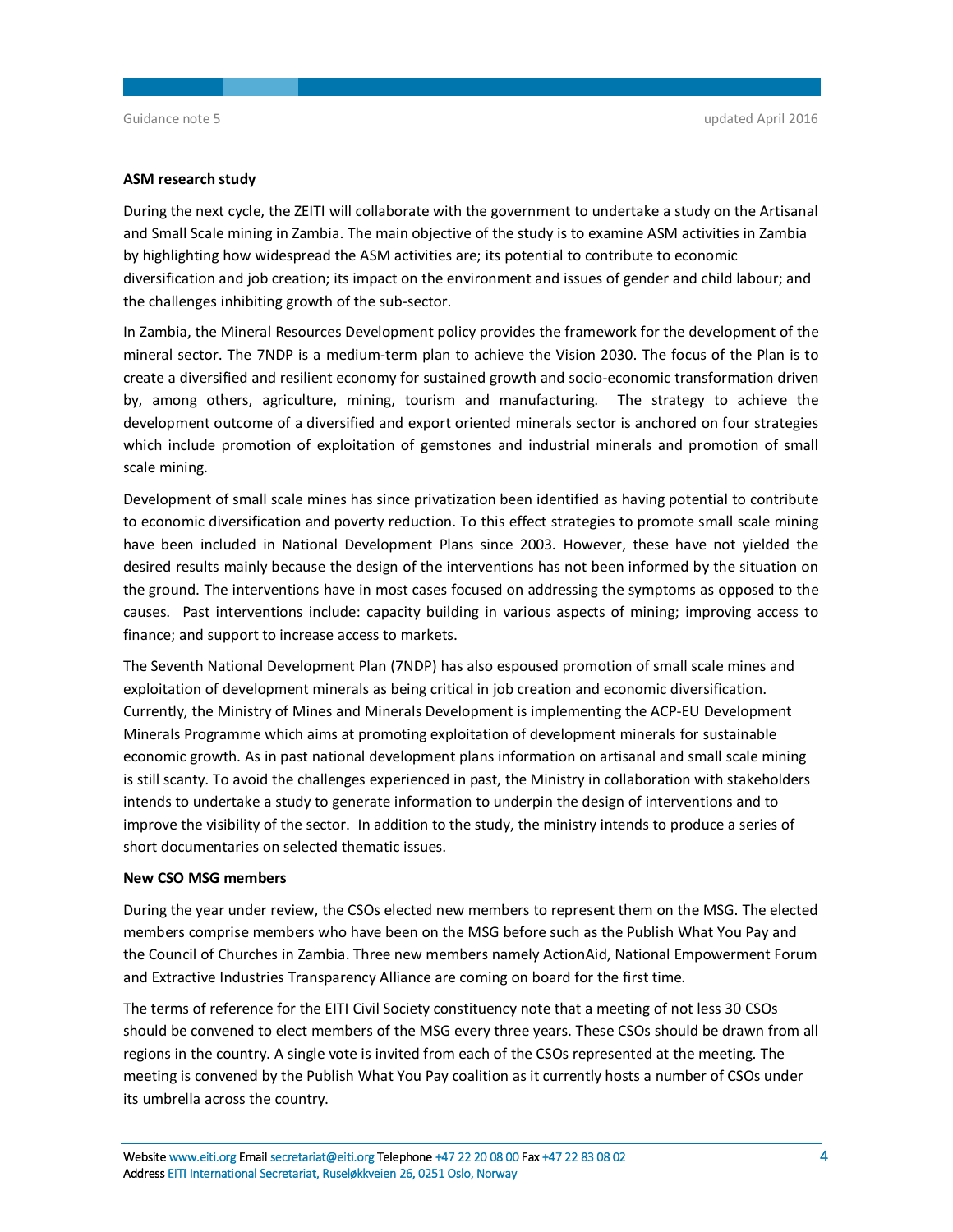**ASM research study**

During the next cycle, the ZEITI will collaborate with the government to undertake a study on the Artisanal and Small Scale mining in Zambia. The main objective of the study is to examine ASM activities in Zambia by highlighting how widespread the ASM activities are; its potential to contribute to economic diversification and job creation; its impact on the environment and issues of gender and child labour; and the challenges inhibiting growth of the sub-sector.

In Zambia, the Mineral Resources Development policy provides the framework for the development of the mineral sector. The 7NDP is a medium-term plan to achieve the Vision 2030. The focus of the Plan is to create a diversified and resilient economy for sustained growth and socio-economic transformation driven by, among others, agriculture, mining, tourism and manufacturing. The strategy to achieve the development outcome of a diversified and export oriented minerals sector is anchored on four strategies which include promotion of exploitation of gemstones and industrial minerals and promotion of small scale mining.

Development of small scale mines has since privatization been identified as having potential to contribute to economic diversification and poverty reduction. To this effect strategies to promote small scale mining have been included in National Development Plans since 2003. However, these have not yielded the desired results mainly because the design of the interventions has not been informed by the situation on the ground. The interventions have in most cases focused on addressing the symptoms as opposed to the causes. Past interventions include: capacity building in various aspects of mining; improving access to finance; and support to increase access to markets.

The Seventh National Development Plan (7NDP) has also espoused promotion of small scale mines and exploitation of development minerals as being critical in job creation and economic diversification. Currently, the Ministry of Mines and Minerals Development is implementing the ACP-EU Development Minerals Programme which aims at promoting exploitation of development minerals for sustainable economic growth. As in past national development plans information on artisanal and small scale mining is still scanty. To avoid the challenges experienced in past, the Ministry in collaboration with stakeholders intends to undertake a study to generate information to underpin the design of interventions and to improve the visibility of the sector. In addition to the study, the ministry intends to produce a series of short documentaries on selected thematic issues.

**New CSO MSG members**

During the year under review, the CSOs elected new members to represent them on the MSG. The elected members comprise members who have been on the MSG before such as the Publish What You Pay and the Council of Churches in Zambia. Three new members namely ActionAid, National Empowerment Forum and Extractive Industries Transparency Alliance are coming on board for the first time.

The terms of reference for the EITI Civil Society constituency note that a meeting of not less 30 CSOs should be convened to elect members of the MSG every three years. These CSOs should be drawn from all regions in the country. A single vote is invited from each of the CSOs represented at the meeting. The meeting is convened by the Publish What You Pay coalition as it currently hosts a number of CSOs under its umbrella across the country.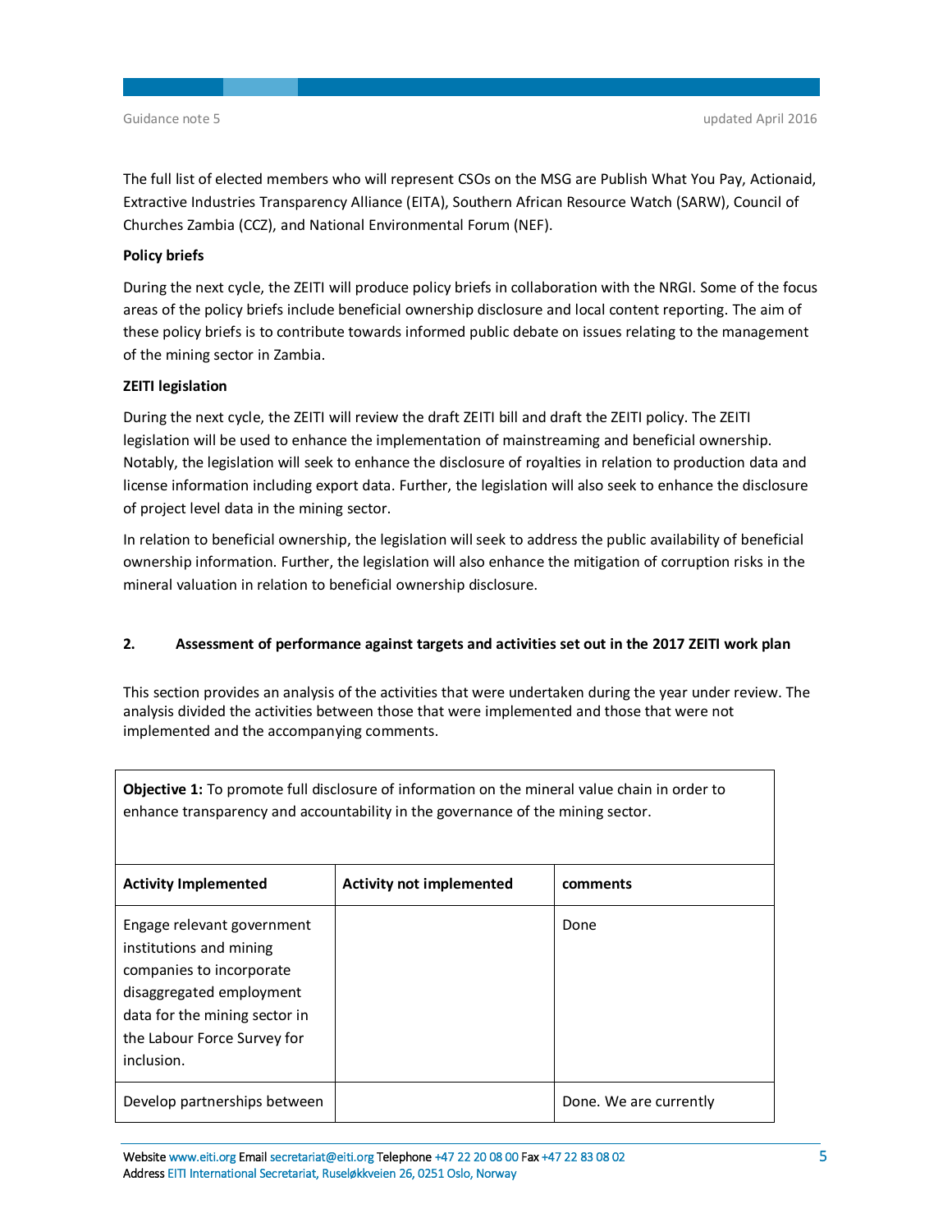The full list of elected members who will represent CSOs on the MSG are Publish What You Pay, Actionaid, Extractive Industries Transparency Alliance (EITA), Southern African Resource Watch (SARW), Council of Churches Zambia (CCZ), and National Environmental Forum (NEF).

**Policy briefs**

During the next cycle, the ZEITI will produce policy briefs in collaboration with the NRGI. Some of the focus areas of the policy briefs include beneficial ownership disclosure and local content reporting. The aim of these policy briefs is to contribute towards informed public debate on issues relating to the management of the mining sector in Zambia.

**ZEITI legislation**

During the next cycle, the ZEITI will review the draft ZEITI bill and draft the ZEITI policy. The ZEITI legislation will be used to enhance the implementation of mainstreaming and beneficial ownership. Notably, the legislation will seek to enhance the disclosure of royalties in relation to production data and license information including export data. Further, the legislation will also seek to enhance the disclosure of project level data in the mining sector.

In relation to beneficial ownership, the legislation will seek to address the public availability of beneficial ownership information. Further, the legislation will also enhance the mitigation of corruption risks in the mineral valuation in relation to beneficial ownership disclosure.

## 2. Assessment of performance against targets and activities set out in the 2017 ZEITI work plan

This section provides an analysis of the activities that were undertaken during the year under review. The analysis divided the activities between those that were implemented and those that were not implemented and the accompanying comments.

| **Objective 1:** To promote full disclosure of information on the mineral value chain in order to enhance transparency and accountability in the governance of the mining sector. | | |
|---|---|---|
| **Activity Implemented** | **Activity not implemented** | **comments** |
| Engage relevant government institutions and mining companies to incorporate disaggregated employment data for the mining sector in the Labour Force Survey for inclusion. | | Done |
| Develop partnerships between | | Done. We are currently |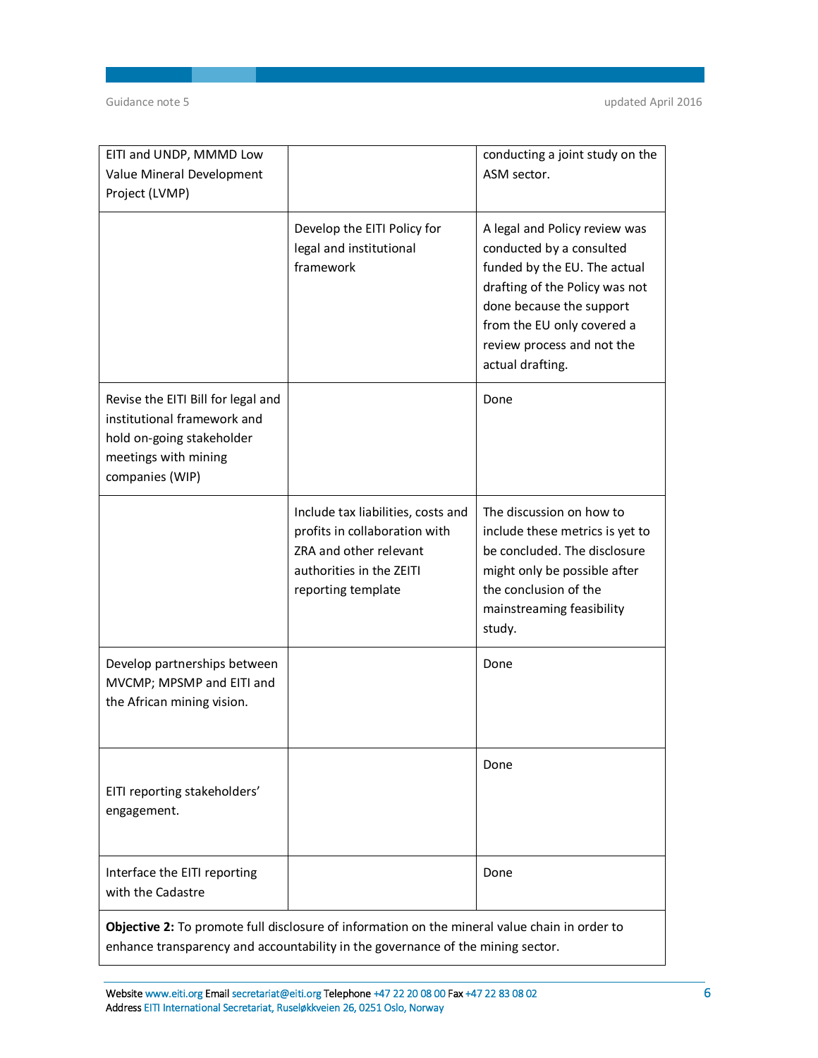| | | |
|---|---|---|
| EITI and UNDP, MMMD Low Value Mineral Development Project (LVMP) | | conducting a joint study on the ASM sector. |
| | Develop the EITI Policy for legal and institutional framework | A legal and Policy review was conducted by a consulted funded by the EU. The actual drafting of the Policy was not done because the support from the EU only covered a review process and not the actual drafting. |
| Revise the EITI Bill for legal and institutional framework and hold on-going stakeholder meetings with mining companies (WIP) | | Done |
| | Include tax liabilities, costs and profits in collaboration with ZRA and other relevant authorities in the ZEITI reporting template | The discussion on how to include these metrics is yet to be concluded. The disclosure might only be possible after the conclusion of the mainstreaming feasibility study. |
| Develop partnerships between MVCMP; MPSMP and EITI and the African mining vision. | | Done |
| EITI reporting stakeholders' engagement. | | Done |
| Interface the EITI reporting with the Cadastre | | Done |
| **Objective 2:** To promote full disclosure of information on the mineral value chain in order to enhance transparency and accountability in the governance of the mining sector. | | |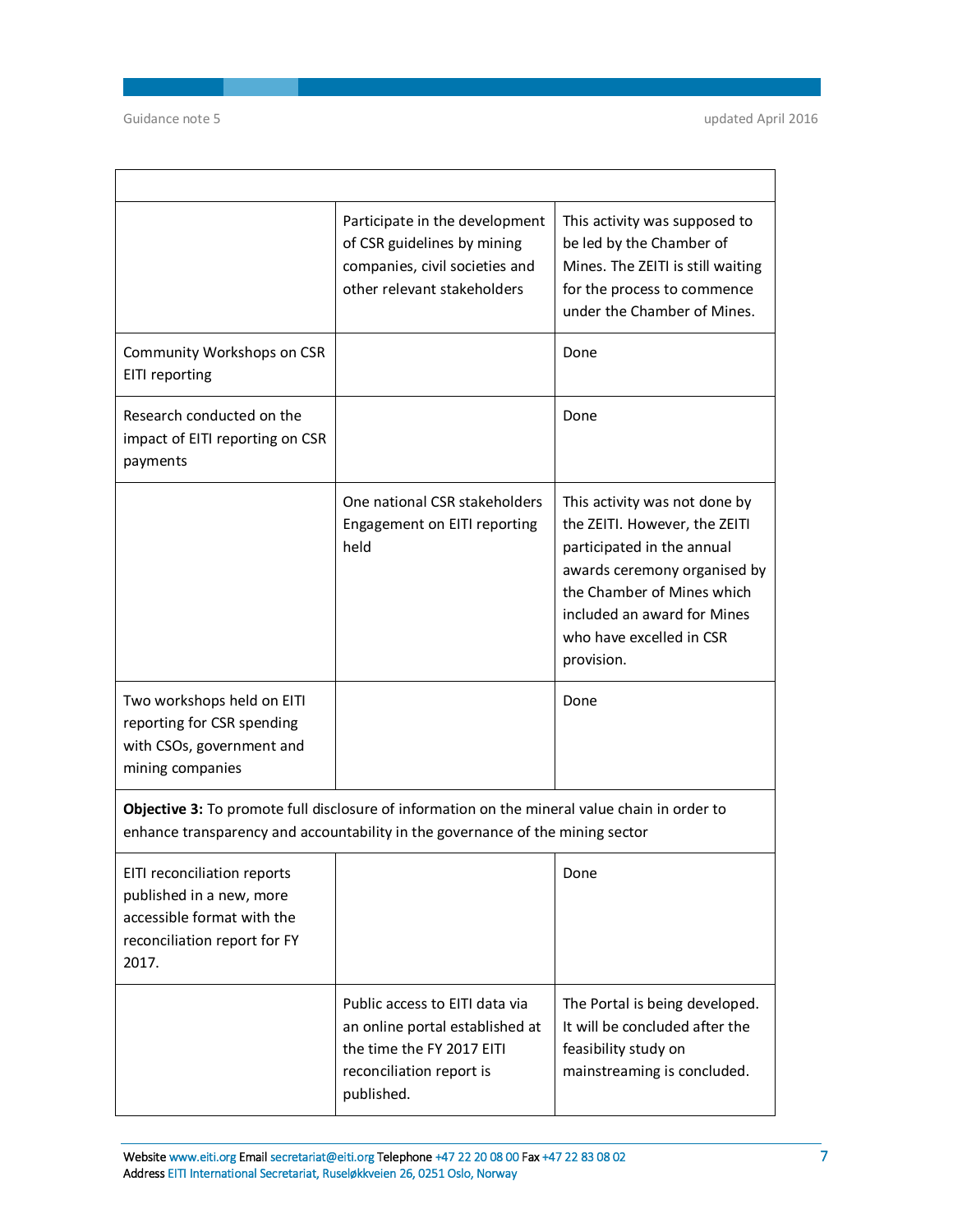| | | |
|---|---|---|
| | Participate in the development of CSR guidelines by mining companies, civil societies and other relevant stakeholders | This activity was supposed to be led by the Chamber of Mines. The ZEITI is still waiting for the process to commence under the Chamber of Mines. |
| Community Workshops on CSR EITI reporting | | Done |
| Research conducted on the impact of EITI reporting on CSR payments | | Done |
| | One national CSR stakeholders Engagement on EITI reporting held | This activity was not done by the ZEITI. However, the ZEITI participated in the annual awards ceremony organised by the Chamber of Mines which included an award for Mines who have excelled in CSR provision. |
| Two workshops held on EITI reporting for CSR spending with CSOs, government and mining companies | | Done |
| **Objective 3:** To promote full disclosure of information on the mineral value chain in order to enhance transparency and accountability in the governance of the mining sector | | |
| EITI reconciliation reports published in a new, more accessible format with the reconciliation report for FY 2017. | | Done |
| | Public access to EITI data via an online portal established at the time the FY 2017 EITI reconciliation report is published. | The Portal is being developed. It will be concluded after the feasibility study on mainstreaming is concluded. |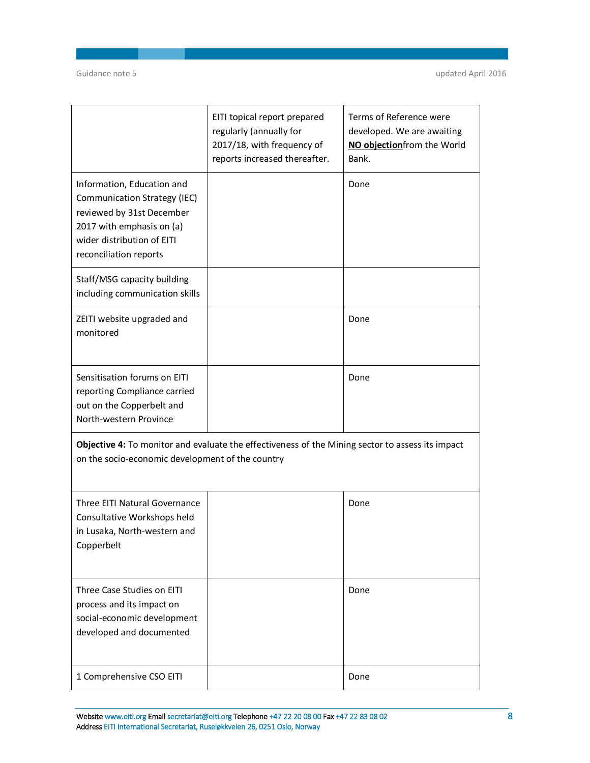| | | |
|---|---|---|
| | EITI topical report prepared regularly (annually for 2017/18, with frequency of reports increased thereafter. | Terms of Reference were developed. We are awaiting **NO objection**from the World Bank. |
| Information, Education and Communication Strategy (IEC) reviewed by 31st December 2017 with emphasis on (a) wider distribution of EITI reconciliation reports | | Done |
| Staff/MSG capacity building including communication skills | | |
| ZEITI website upgraded and monitored | | Done |
| Sensitisation forums on EITI reporting Compliance carried out on the Copperbelt and North-western Province | | Done |
| **Objective 4:** To monitor and evaluate the effectiveness of the Mining sector to assess its impact on the socio-economic development of the country | | |
| Three EITI Natural Governance Consultative Workshops held in Lusaka, North-western and Copperbelt | | Done |
| Three Case Studies on EITI process and its impact on social-economic development developed and documented | | Done |
| 1 Comprehensive CSO EITI | | Done |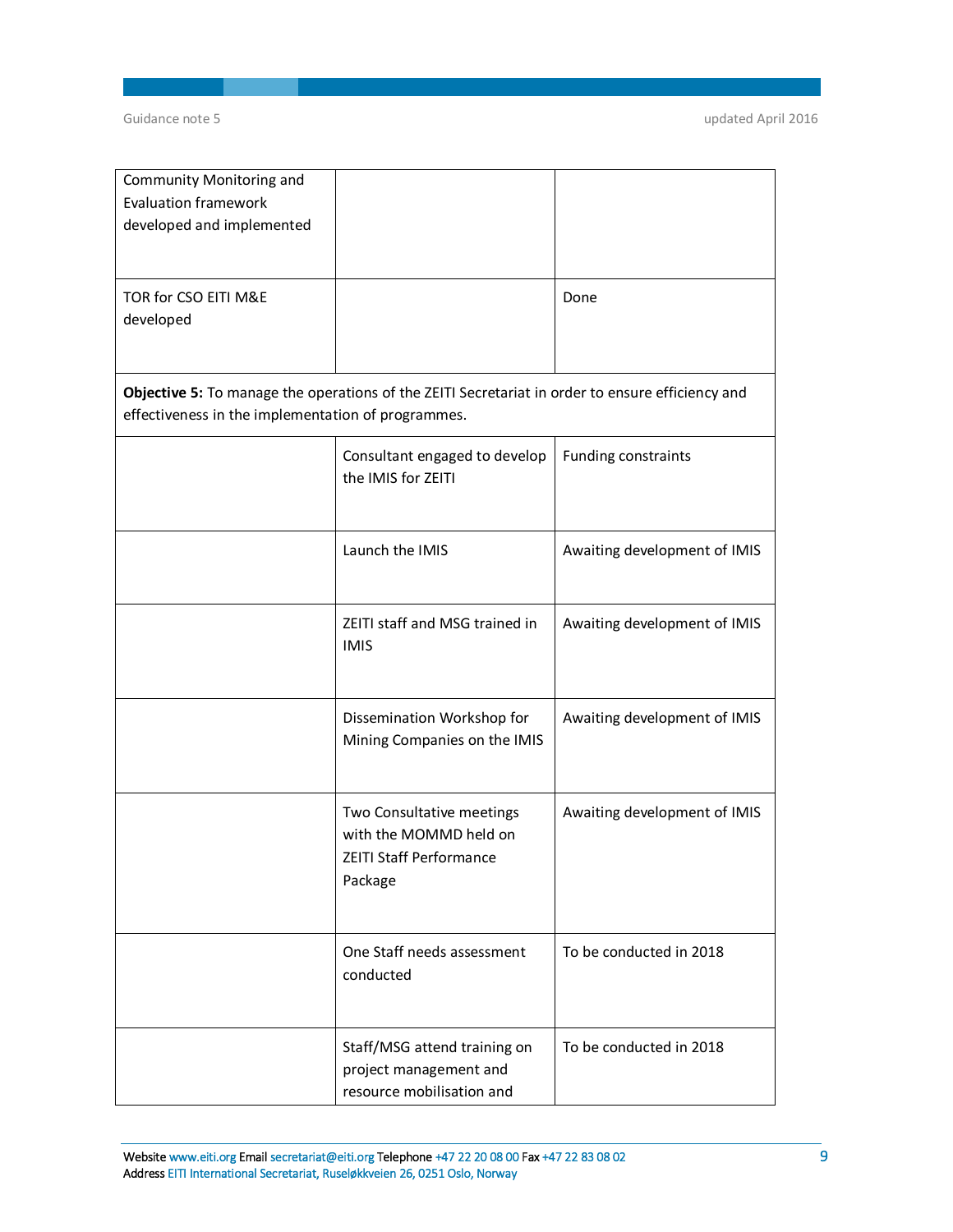| | | |
|---|---|---|
| Community Monitoring and Evaluation framework developed and implemented | | |
| TOR for CSO EITI M&E developed | | Done |
| **Objective 5:** To manage the operations of the ZEITI Secretariat in order to ensure efficiency and effectiveness in the implementation of programmes. | | |
| | Consultant engaged to develop the IMIS for ZEITI | Funding constraints |
| | Launch the IMIS | Awaiting development of IMIS |
| | ZEITI staff and MSG trained in IMIS | Awaiting development of IMIS |
| | Dissemination Workshop for Mining Companies on the IMIS | Awaiting development of IMIS |
| | Two Consultative meetings with the MOMMD held on ZEITI Staff Performance Package | Awaiting development of IMIS |
| | One Staff needs assessment conducted | To be conducted in 2018 |
| | Staff/MSG attend training on project management and resource mobilisation and | To be conducted in 2018 |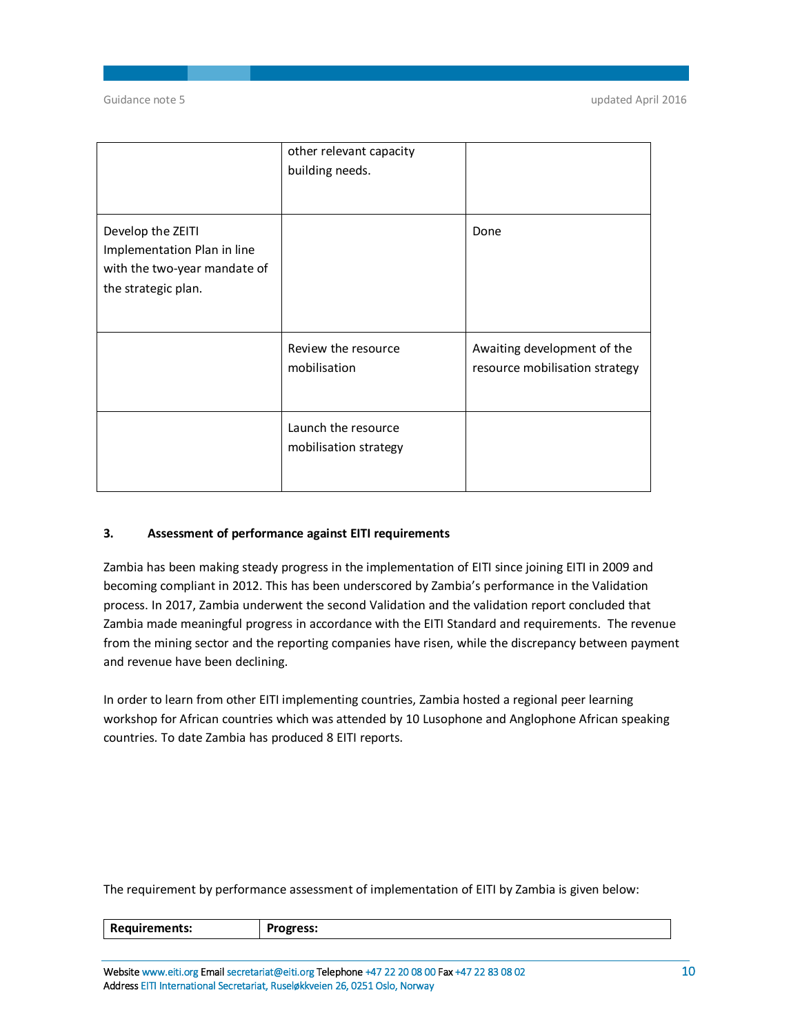|  |  |  |
|---|---|---|
|  | other relevant capacity building needs. |  |
| Develop the ZEITI Implementation Plan in line with the two-year mandate of the strategic plan. |  | Done |
|  | Review the resource mobilisation | Awaiting development of the resource mobilisation strategy |
|  | Launch the resource mobilisation strategy |  |

### 3. Assessment of performance against EITI requirements

Zambia has been making steady progress in the implementation of EITI since joining EITI in 2009 and becoming compliant in 2012. This has been underscored by Zambia's performance in the Validation process. In 2017, Zambia underwent the second Validation and the validation report concluded that Zambia made meaningful progress in accordance with the EITI Standard and requirements. The revenue from the mining sector and the reporting companies have risen, while the discrepancy between payment and revenue have been declining.

In order to learn from other EITI implementing countries, Zambia hosted a regional peer learning workshop for African countries which was attended by 10 Lusophone and Anglophone African speaking countries. To date Zambia has produced 8 EITI reports.

The requirement by performance assessment of implementation of EITI by Zambia is given below:

| **Requirements:** | **Progress:** |
|---|---|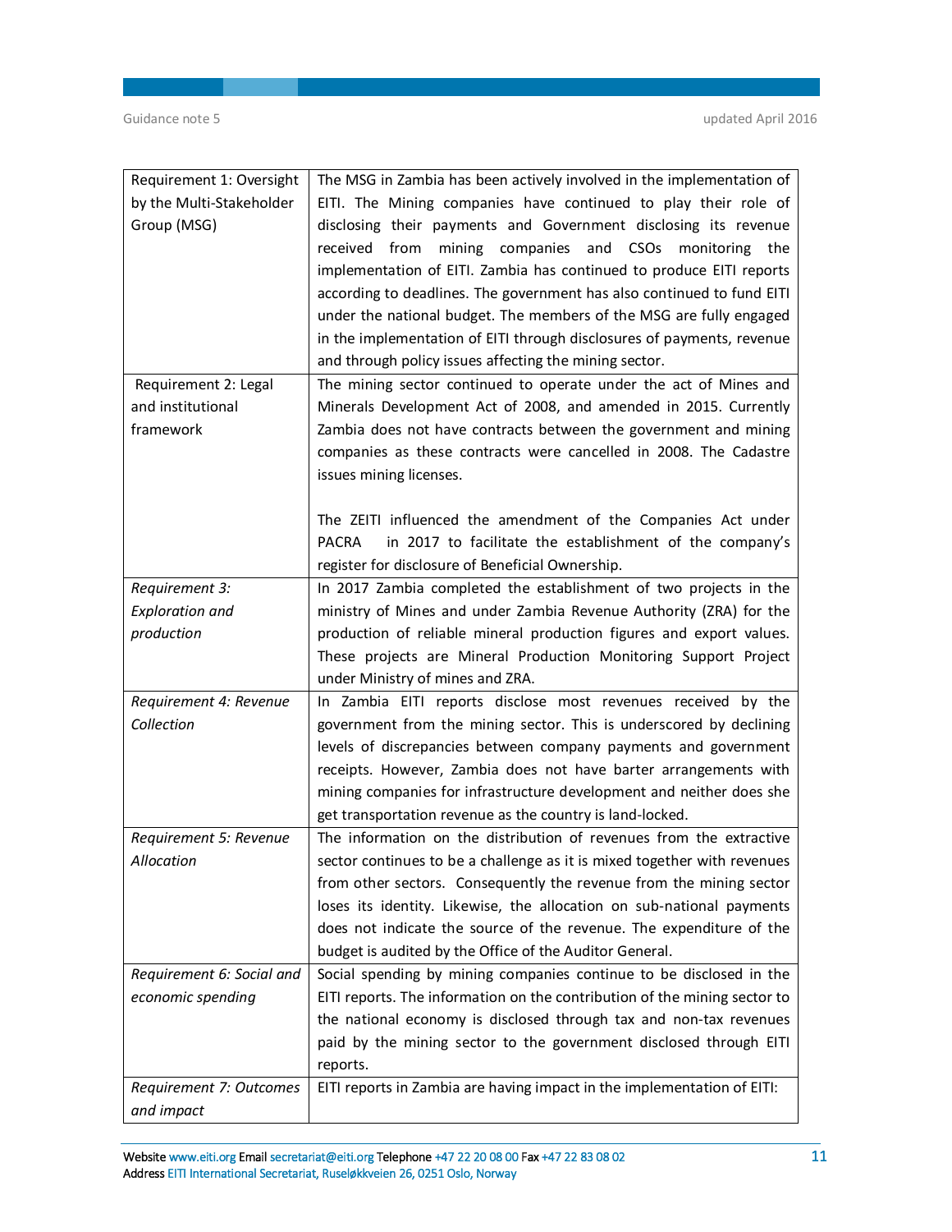| Requirement 1: Oversight by the Multi-Stakeholder Group (MSG) | The MSG in Zambia has been actively involved in the implementation of EITI. The Mining companies have continued to play their role of disclosing their payments and Government disclosing its revenue received from mining companies and CSOs monitoring the implementation of EITI. Zambia has continued to produce EITI reports according to deadlines. The government has also continued to fund EITI under the national budget. The members of the MSG are fully engaged in the implementation of EITI through disclosures of payments, revenue and through policy issues affecting the mining sector. |
|---|---|
| Requirement 2: Legal and institutional framework | The mining sector continued to operate under the act of Mines and Minerals Development Act of 2008, and amended in 2015. Currently Zambia does not have contracts between the government and mining companies as these contracts were cancelled in 2008. The Cadastre issues mining licenses.<br><br>The ZEITI influenced the amendment of the Companies Act under PACRA in 2017 to facilitate the establishment of the company's register for disclosure of Beneficial Ownership. |
| *Requirement 3: Exploration and production* | In 2017 Zambia completed the establishment of two projects in the ministry of Mines and under Zambia Revenue Authority (ZRA) for the production of reliable mineral production figures and export values. These projects are Mineral Production Monitoring Support Project under Ministry of mines and ZRA. |
| *Requirement 4: Revenue Collection* | In Zambia EITI reports disclose most revenues received by the government from the mining sector. This is underscored by declining levels of discrepancies between company payments and government receipts. However, Zambia does not have barter arrangements with mining companies for infrastructure development and neither does she get transportation revenue as the country is land-locked. |
| *Requirement 5: Revenue Allocation* | The information on the distribution of revenues from the extractive sector continues to be a challenge as it is mixed together with revenues from other sectors. Consequently the revenue from the mining sector loses its identity. Likewise, the allocation on sub-national payments does not indicate the source of the revenue. The expenditure of the budget is audited by the Office of the Auditor General. |
| *Requirement 6: Social and economic spending* | Social spending by mining companies continue to be disclosed in the EITI reports. The information on the contribution of the mining sector to the national economy is disclosed through tax and non-tax revenues paid by the mining sector to the government disclosed through EITI reports. |
| *Requirement 7: Outcomes and impact* | EITI reports in Zambia are having impact in the implementation of EITI: |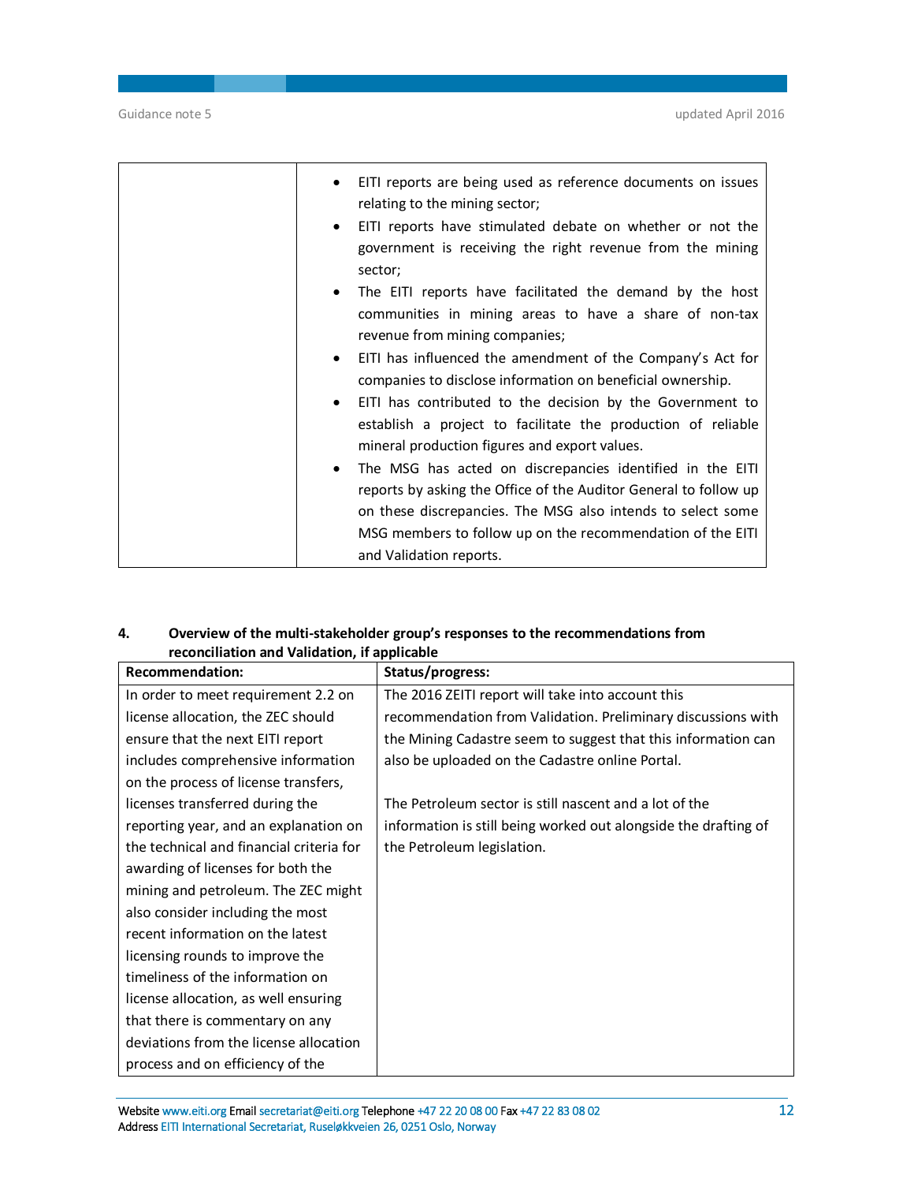| | • EITI reports are being used as reference documents on issues relating to the mining sector;<br>• EITI reports have stimulated debate on whether or not the government is receiving the right revenue from the mining sector;<br>• The EITI reports have facilitated the demand by the host communities in mining areas to have a share of non-tax revenue from mining companies;<br>• EITI has influenced the amendment of the Company's Act for companies to disclose information on beneficial ownership.<br>• EITI has contributed to the decision by the Government to establish a project to facilitate the production of reliable mineral production figures and export values.<br>• The MSG has acted on discrepancies identified in the EITI reports by asking the Office of the Auditor General to follow up on these discrepancies. The MSG also intends to select some MSG members to follow up on the recommendation of the EITI and Validation reports. |
|---|---|

**4. Overview of the multi-stakeholder group's responses to the recommendations from reconciliation and Validation, if applicable**

| **Recommendation:** | **Status/progress:** |
|---|---|
| In order to meet requirement 2.2 on license allocation, the ZEC should ensure that the next EITI report includes comprehensive information on the process of license transfers, licenses transferred during the reporting year, and an explanation on the technical and financial criteria for awarding of licenses for both the mining and petroleum. The ZEC might also consider including the most recent information on the latest licensing rounds to improve the timeliness of the information on license allocation, as well ensuring that there is commentary on any deviations from the license allocation process and on efficiency of the | The 2016 ZEITI report will take into account this recommendation from Validation. Preliminary discussions with the Mining Cadastre seem to suggest that this information can also be uploaded on the Cadastre online Portal.<br><br>The Petroleum sector is still nascent and a lot of the information is still being worked out alongside the drafting of the Petroleum legislation. |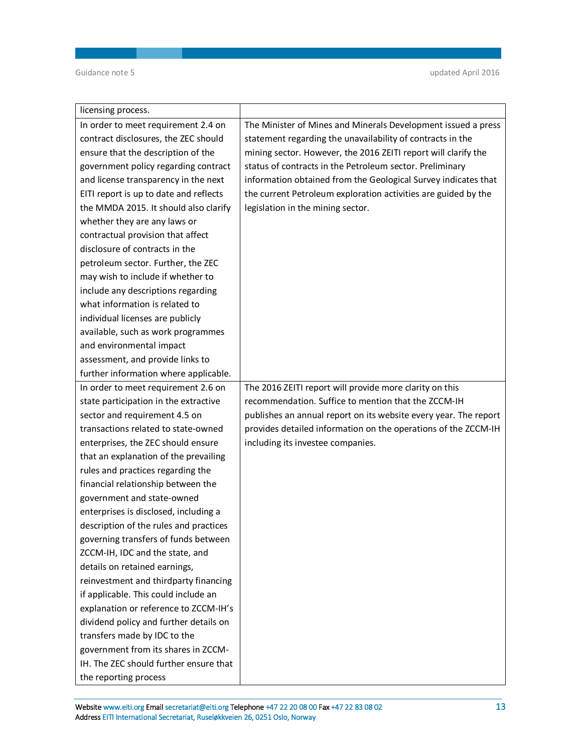| | |
|---|---|
| licensing process. | |
| In order to meet requirement 2.4 on contract disclosures, the ZEC should ensure that the description of the government policy regarding contract and license transparency in the next EITI report is up to date and reflects the MMDA 2015. It should also clarify whether they are any laws or contractual provision that affect disclosure of contracts in the petroleum sector. Further, the ZEC may wish to include if whether to include any descriptions regarding what information is related to individual licenses are publicly available, such as work programmes and environmental impact assessment, and provide links to further information where applicable. | The Minister of Mines and Minerals Development issued a press statement regarding the unavailability of contracts in the mining sector. However, the 2016 ZEITI report will clarify the status of contracts in the Petroleum sector. Preliminary information obtained from the Geological Survey indicates that the current Petroleum exploration activities are guided by the legislation in the mining sector. |
| In order to meet requirement 2.6 on state participation in the extractive sector and requirement 4.5 on transactions related to state-owned enterprises, the ZEC should ensure that an explanation of the prevailing rules and practices regarding the financial relationship between the government and state-owned enterprises is disclosed, including a description of the rules and practices governing transfers of funds between ZCCM-IH, IDC and the state, and details on retained earnings, reinvestment and thirdparty financing if applicable. This could include an explanation or reference to ZCCM-IH's dividend policy and further details on transfers made by IDC to the government from its shares in ZCCM-IH. The ZEC should further ensure that the reporting process | The 2016 ZEITI report will provide more clarity on this recommendation. Suffice to mention that the ZCCM-IH publishes an annual report on its website every year. The report provides detailed information on the operations of the ZCCM-IH including its investee companies. |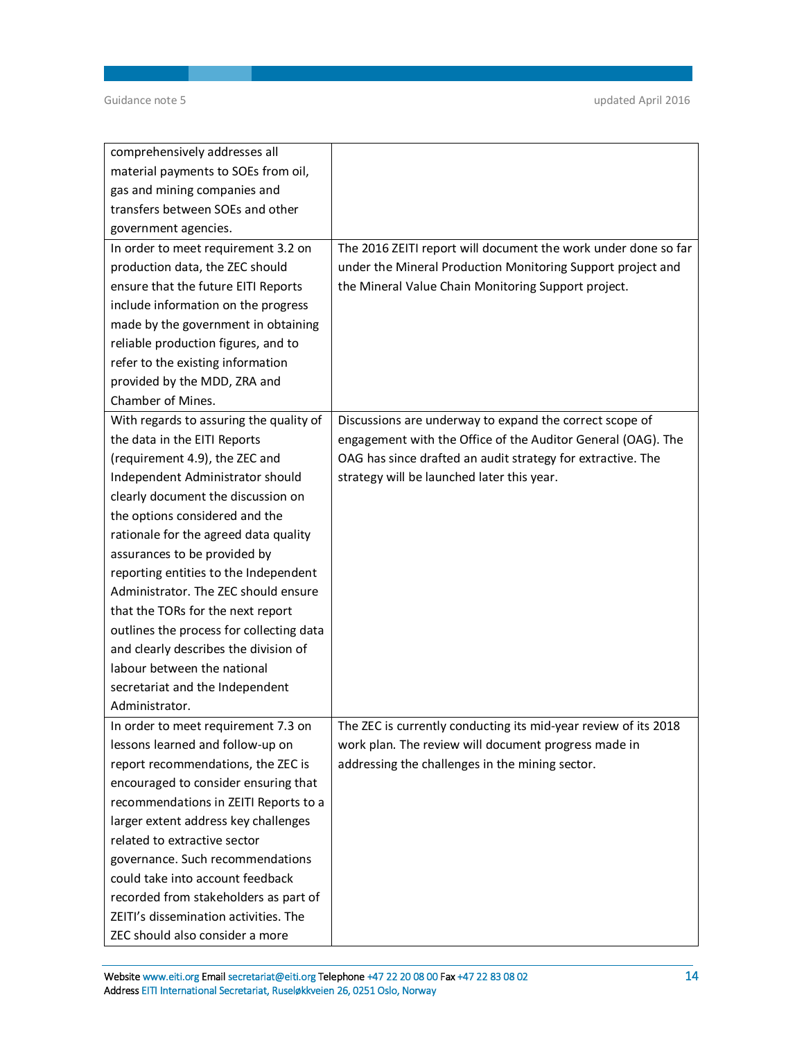| | |
|---|---|
| comprehensively addresses all material payments to SOEs from oil, gas and mining companies and transfers between SOEs and other government agencies. | |
| In order to meet requirement 3.2 on production data, the ZEC should ensure that the future EITI Reports include information on the progress made by the government in obtaining reliable production figures, and to refer to the existing information provided by the MDD, ZRA and Chamber of Mines. | The 2016 ZEITI report will document the work under done so far under the Mineral Production Monitoring Support project and the Mineral Value Chain Monitoring Support project. |
| With regards to assuring the quality of the data in the EITI Reports (requirement 4.9), the ZEC and Independent Administrator should clearly document the discussion on the options considered and the rationale for the agreed data quality assurances to be provided by reporting entities to the Independent Administrator. The ZEC should ensure that the TORs for the next report outlines the process for collecting data and clearly describes the division of labour between the national secretariat and the Independent Administrator. | Discussions are underway to expand the correct scope of engagement with the Office of the Auditor General (OAG). The OAG has since drafted an audit strategy for extractive. The strategy will be launched later this year. |
| In order to meet requirement 7.3 on lessons learned and follow-up on report recommendations, the ZEC is encouraged to consider ensuring that recommendations in ZEITI Reports to a larger extent address key challenges related to extractive sector governance. Such recommendations could take into account feedback recorded from stakeholders as part of ZEITI's dissemination activities. The ZEC should also consider a more | The ZEC is currently conducting its mid-year review of its 2018 work plan. The review will document progress made in addressing the challenges in the mining sector. |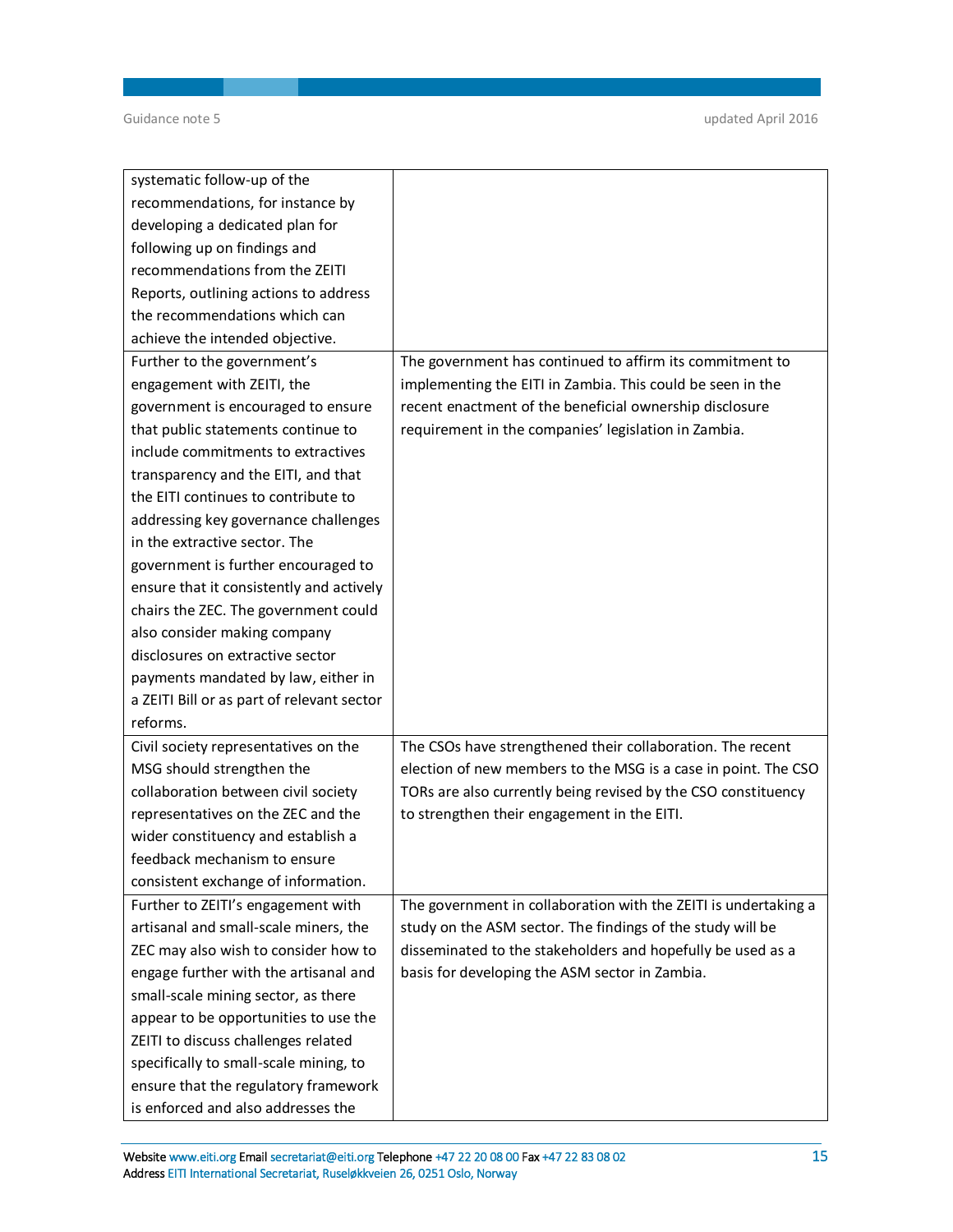| | |
|---|---|
| systematic follow-up of the recommendations, for instance by developing a dedicated plan for following up on findings and recommendations from the ZEITI Reports, outlining actions to address the recommendations which can achieve the intended objective. | |
| Further to the government's engagement with ZEITI, the government is encouraged to ensure that public statements continue to include commitments to extractives transparency and the EITI, and that the EITI continues to contribute to addressing key governance challenges in the extractive sector. The government is further encouraged to ensure that it consistently and actively chairs the ZEC. The government could also consider making company disclosures on extractive sector payments mandated by law, either in a ZEITI Bill or as part of relevant sector reforms. | The government has continued to affirm its commitment to implementing the EITI in Zambia. This could be seen in the recent enactment of the beneficial ownership disclosure requirement in the companies' legislation in Zambia. |
| Civil society representatives on the MSG should strengthen the collaboration between civil society representatives on the ZEC and the wider constituency and establish a feedback mechanism to ensure consistent exchange of information. | The CSOs have strengthened their collaboration. The recent election of new members to the MSG is a case in point. The CSO TORs are also currently being revised by the CSO constituency to strengthen their engagement in the EITI. |
| Further to ZEITI's engagement with artisanal and small-scale miners, the ZEC may also wish to consider how to engage further with the artisanal and small-scale mining sector, as there appear to be opportunities to use the ZEITI to discuss challenges related specifically to small-scale mining, to ensure that the regulatory framework is enforced and also addresses the | The government in collaboration with the ZEITI is undertaking a study on the ASM sector. The findings of the study will be disseminated to the stakeholders and hopefully be used as a basis for developing the ASM sector in Zambia. |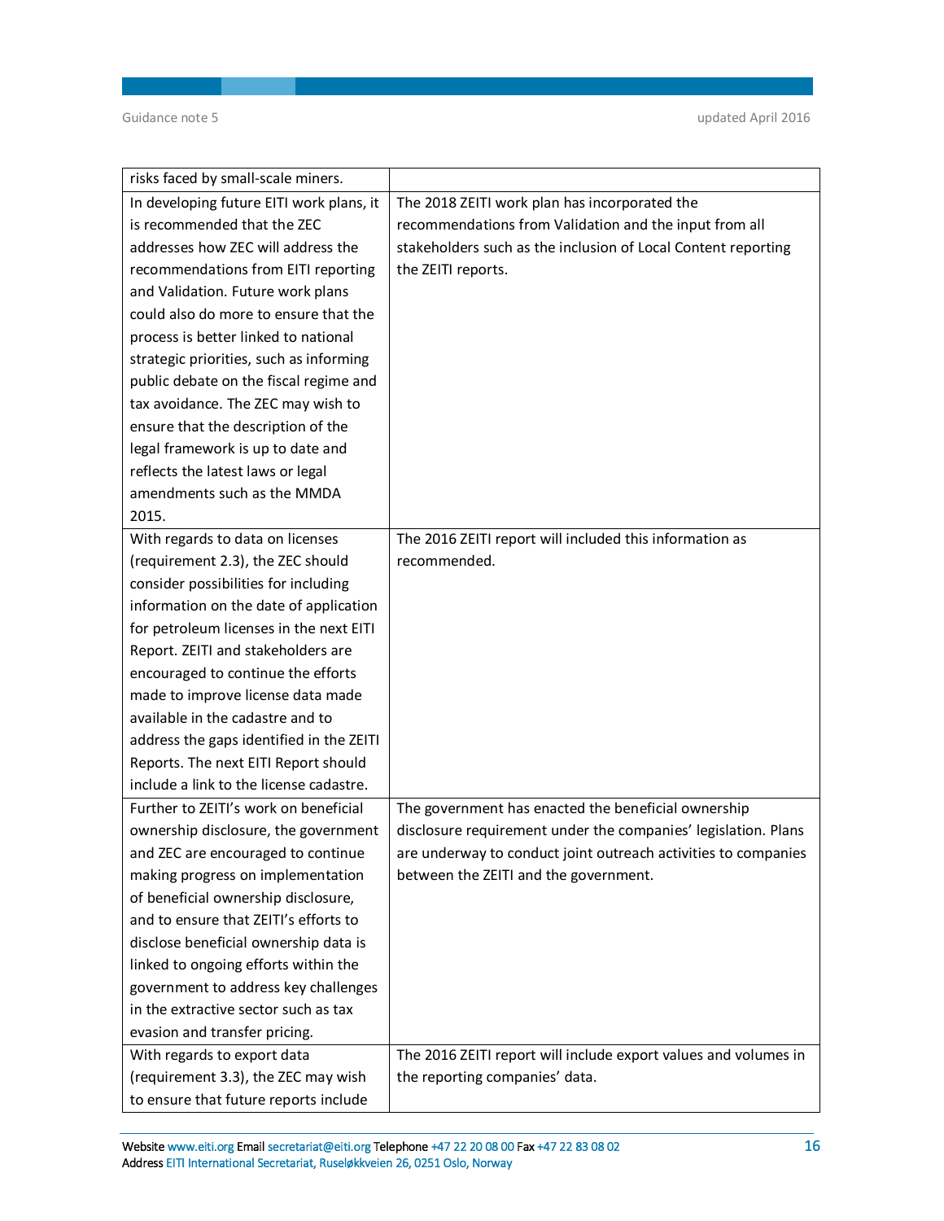| | |
|---|---|
| risks faced by small-scale miners. | |
| In developing future EITI work plans, it is recommended that the ZEC addresses how ZEC will address the recommendations from EITI reporting and Validation. Future work plans could also do more to ensure that the process is better linked to national strategic priorities, such as informing public debate on the fiscal regime and tax avoidance. The ZEC may wish to ensure that the description of the legal framework is up to date and reflects the latest laws or legal amendments such as the MMDA 2015. | The 2018 ZEITI work plan has incorporated the recommendations from Validation and the input from all stakeholders such as the inclusion of Local Content reporting the ZEITI reports. |
| With regards to data on licenses (requirement 2.3), the ZEC should consider possibilities for including information on the date of application for petroleum licenses in the next EITI Report. ZEITI and stakeholders are encouraged to continue the efforts made to improve license data made available in the cadastre and to address the gaps identified in the ZEITI Reports. The next EITI Report should include a link to the license cadastre. | The 2016 ZEITI report will included this information as recommended. |
| Further to ZEITI's work on beneficial ownership disclosure, the government and ZEC are encouraged to continue making progress on implementation of beneficial ownership disclosure, and to ensure that ZEITI's efforts to disclose beneficial ownership data is linked to ongoing efforts within the government to address key challenges in the extractive sector such as tax evasion and transfer pricing. | The government has enacted the beneficial ownership disclosure requirement under the companies' legislation. Plans are underway to conduct joint outreach activities to companies between the ZEITI and the government. |
| With regards to export data (requirement 3.3), the ZEC may wish to ensure that future reports include | The 2016 ZEITI report will include export values and volumes in the reporting companies' data. |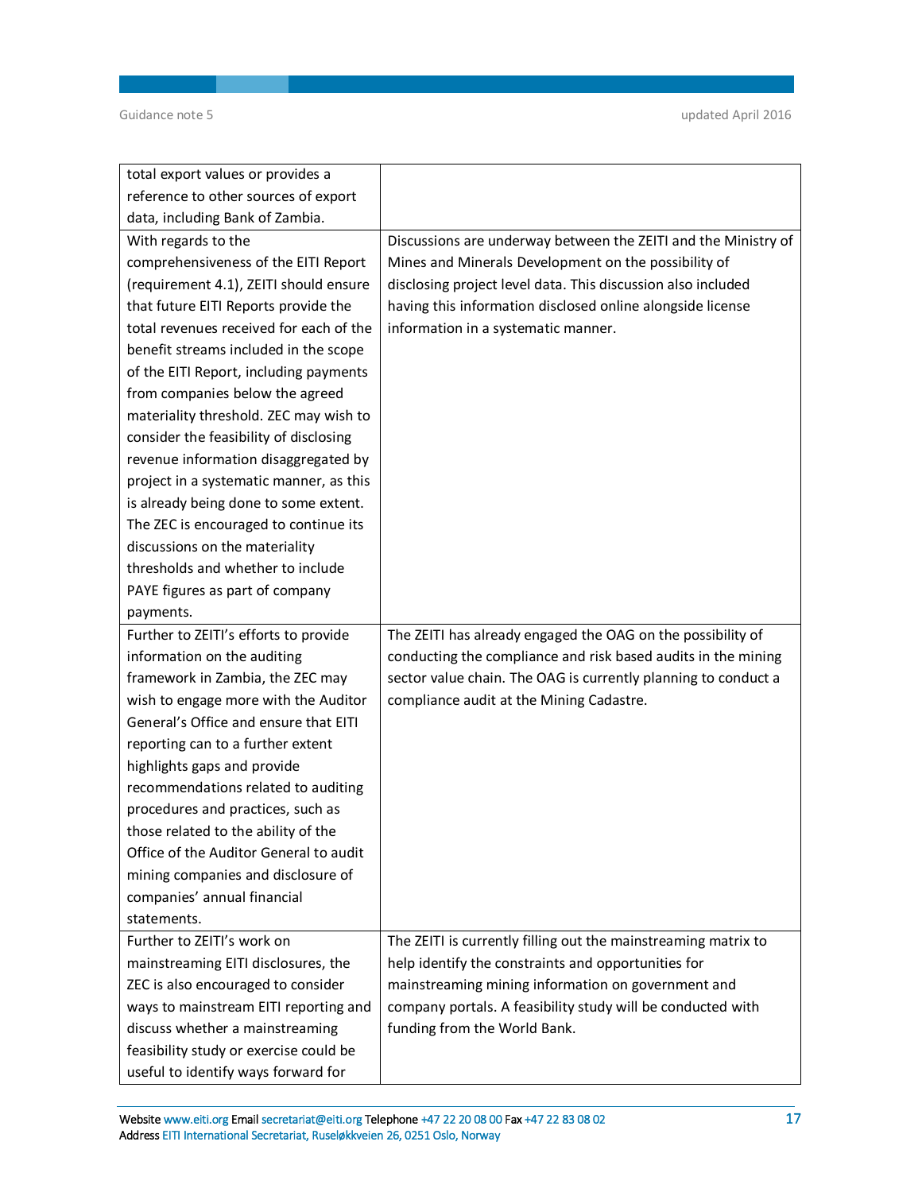| | |
|---|---|
| total export values or provides a reference to other sources of export data, including Bank of Zambia. | |
| With regards to the comprehensiveness of the EITI Report (requirement 4.1), ZEITI should ensure that future EITI Reports provide the total revenues received for each of the benefit streams included in the scope of the EITI Report, including payments from companies below the agreed materiality threshold. ZEC may wish to consider the feasibility of disclosing revenue information disaggregated by project in a systematic manner, as this is already being done to some extent. The ZEC is encouraged to continue its discussions on the materiality thresholds and whether to include PAYE figures as part of company payments. | Discussions are underway between the ZEITI and the Ministry of Mines and Minerals Development on the possibility of disclosing project level data. This discussion also included having this information disclosed online alongside license information in a systematic manner. |
| Further to ZEITI's efforts to provide information on the auditing framework in Zambia, the ZEC may wish to engage more with the Auditor General's Office and ensure that EITI reporting can to a further extent highlights gaps and provide recommendations related to auditing procedures and practices, such as those related to the ability of the Office of the Auditor General to audit mining companies and disclosure of companies' annual financial statements. | The ZEITI has already engaged the OAG on the possibility of conducting the compliance and risk based audits in the mining sector value chain. The OAG is currently planning to conduct a compliance audit at the Mining Cadastre. |
| Further to ZEITI's work on mainstreaming EITI disclosures, the ZEC is also encouraged to consider ways to mainstream EITI reporting and discuss whether a mainstreaming feasibility study or exercise could be useful to identify ways forward for | The ZEITI is currently filling out the mainstreaming matrix to help identify the constraints and opportunities for mainstreaming mining information on government and company portals. A feasibility study will be conducted with funding from the World Bank. |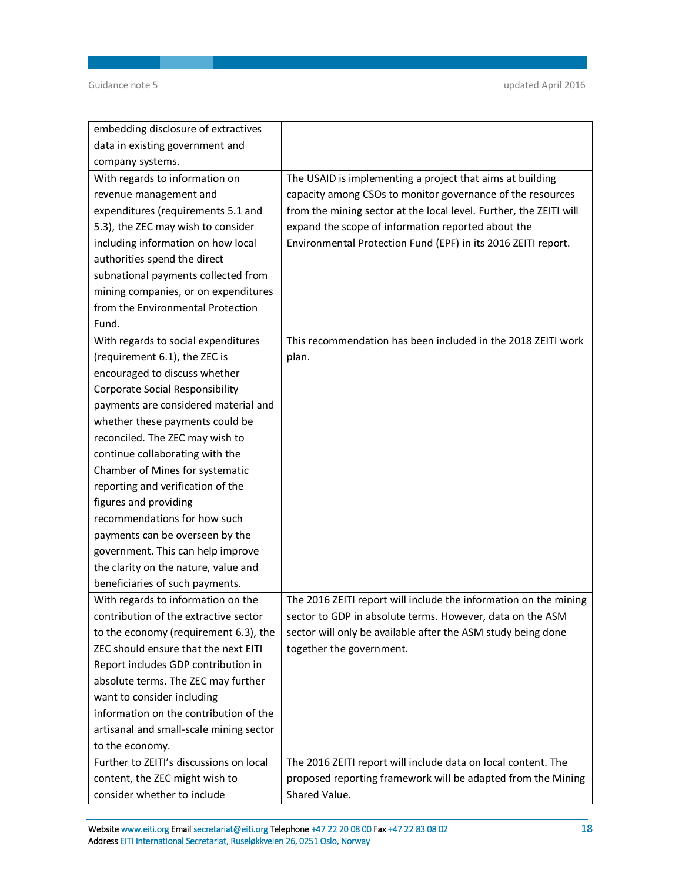| | |
|---|---|
| embedding disclosure of extractives data in existing government and company systems. | |
| With regards to information on revenue management and expenditures (requirements 5.1 and 5.3), the ZEC may wish to consider including information on how local authorities spend the direct subnational payments collected from mining companies, or on expenditures from the Environmental Protection Fund. | The USAID is implementing a project that aims at building capacity among CSOs to monitor governance of the resources from the mining sector at the local level. Further, the ZEITI will expand the scope of information reported about the Environmental Protection Fund (EPF) in its 2016 ZEITI report. |
| With regards to social expenditures (requirement 6.1), the ZEC is encouraged to discuss whether Corporate Social Responsibility payments are considered material and whether these payments could be reconciled. The ZEC may wish to continue collaborating with the Chamber of Mines for systematic reporting and verification of the figures and providing recommendations for how such payments can be overseen by the government. This can help improve the clarity on the nature, value and beneficiaries of such payments. | This recommendation has been included in the 2018 ZEITI work plan. |
| With regards to information on the contribution of the extractive sector to the economy (requirement 6.3), the ZEC should ensure that the next EITI Report includes GDP contribution in absolute terms. The ZEC may further want to consider including information on the contribution of the artisanal and small-scale mining sector to the economy. | The 2016 ZEITI report will include the information on the mining sector to GDP in absolute terms. However, data on the ASM sector will only be available after the ASM study being done together the government. |
| Further to ZEITI's discussions on local content, the ZEC might wish to consider whether to include | The 2016 ZEITI report will include data on local content. The proposed reporting framework will be adapted from the Mining Shared Value. |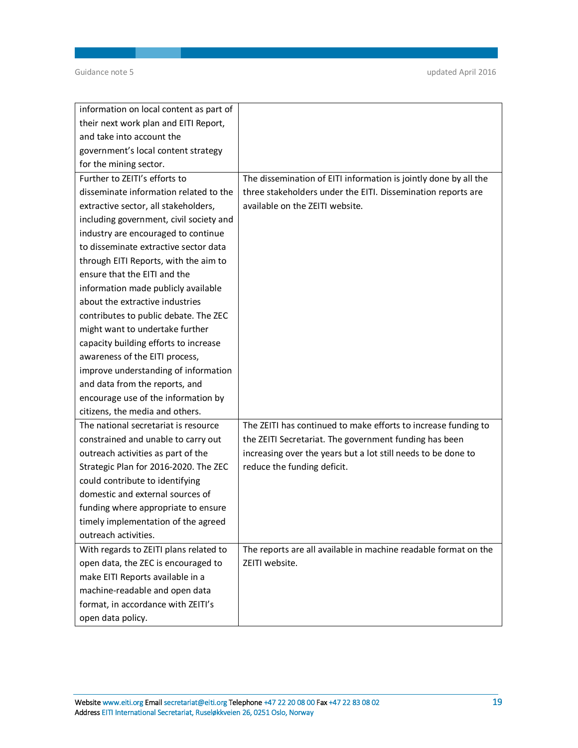| | |
|---|---|
| information on local content as part of their next work plan and EITI Report, and take into account the government's local content strategy for the mining sector. | |
| Further to ZEITI's efforts to disseminate information related to the extractive sector, all stakeholders, including government, civil society and industry are encouraged to continue to disseminate extractive sector data through EITI Reports, with the aim to ensure that the EITI and the information made publicly available about the extractive industries contributes to public debate. The ZEC might want to undertake further capacity building efforts to increase awareness of the EITI process, improve understanding of information and data from the reports, and encourage use of the information by citizens, the media and others. | The dissemination of EITI information is jointly done by all the three stakeholders under the EITI. Dissemination reports are available on the ZEITI website. |
| The national secretariat is resource constrained and unable to carry out outreach activities as part of the Strategic Plan for 2016-2020. The ZEC could contribute to identifying domestic and external sources of funding where appropriate to ensure timely implementation of the agreed outreach activities. | The ZEITI has continued to make efforts to increase funding to the ZEITI Secretariat. The government funding has been increasing over the years but a lot still needs to be done to reduce the funding deficit. |
| With regards to ZEITI plans related to open data, the ZEC is encouraged to make EITI Reports available in a machine-readable and open data format, in accordance with ZEITI's open data policy. | The reports are all available in machine readable format on the ZEITI website. |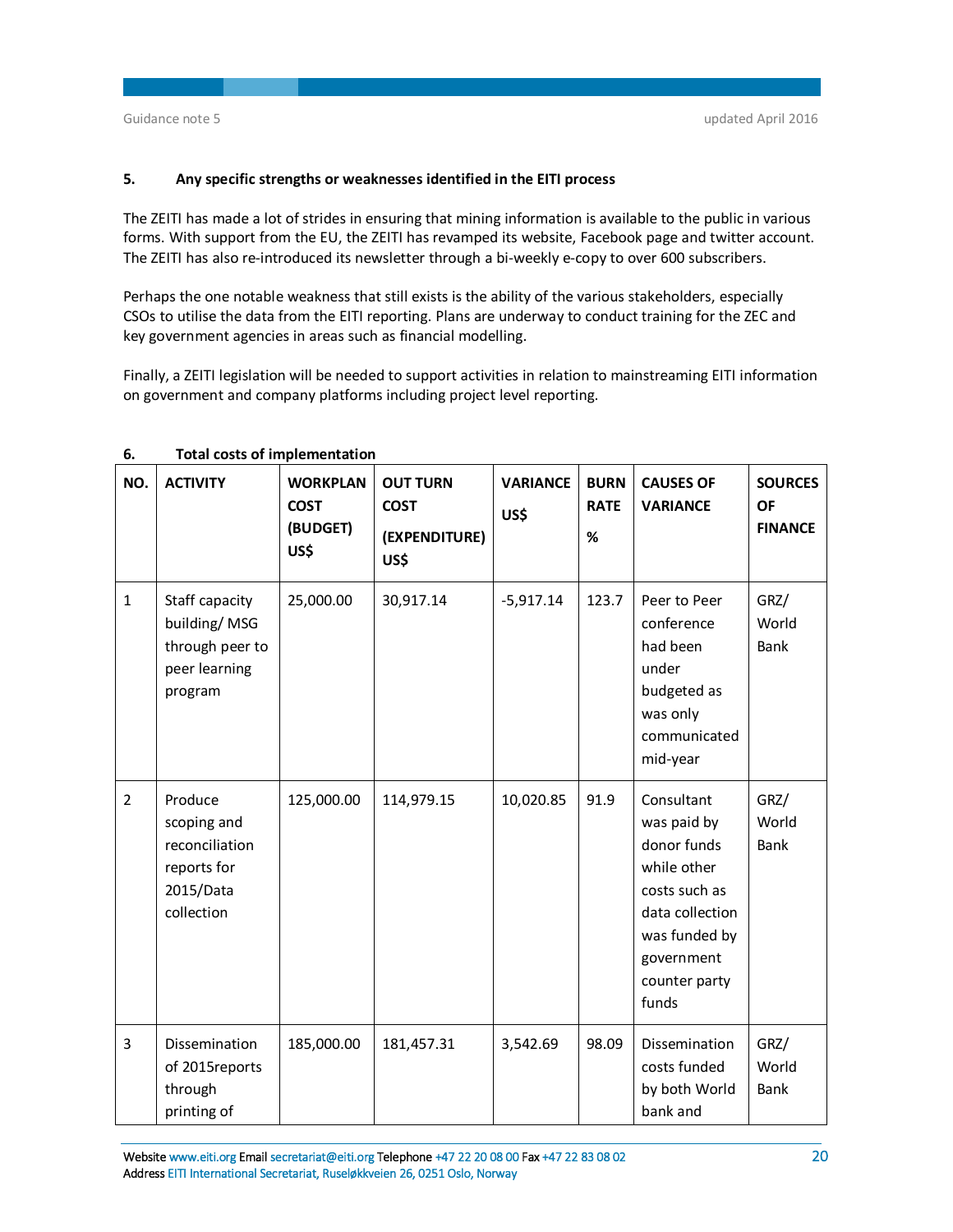## 5. Any specific strengths or weaknesses identified in the EITI process

The ZEITI has made a lot of strides in ensuring that mining information is available to the public in various forms. With support from the EU, the ZEITI has revamped its website, Facebook page and twitter account. The ZEITI has also re-introduced its newsletter through a bi-weekly e-copy to over 600 subscribers.

Perhaps the one notable weakness that still exists is the ability of the various stakeholders, especially CSOs to utilise the data from the EITI reporting. Plans are underway to conduct training for the ZEC and key government agencies in areas such as financial modelling.

Finally, a ZEITI legislation will be needed to support activities in relation to mainstreaming EITI information on government and company platforms including project level reporting.

## 6. Total costs of implementation

| NO. | ACTIVITY | WORKPLAN COST (BUDGET) US$ | OUT TURN COST (EXPENDITURE) US$ | VARIANCE US$ | BURN RATE % | CAUSES OF VARIANCE | SOURCES OF FINANCE |
|---|---|---|---|---|---|---|---|
| 1 | Staff capacity building/ MSG through peer to peer learning program | 25,000.00 | 30,917.14 | -5,917.14 | 123.7 | Peer to Peer conference had been under budgeted as was only communicated mid-year | GRZ/ World Bank |
| 2 | Produce scoping and reconciliation reports for 2015/Data collection | 125,000.00 | 114,979.15 | 10,020.85 | 91.9 | Consultant was paid by donor funds while other costs such as data collection was funded by government counter party funds | GRZ/ World Bank |
| 3 | Dissemination of 2015reports through printing of | 185,000.00 | 181,457.31 | 3,542.69 | 98.09 | Dissemination costs funded by both World bank and | GRZ/ World Bank |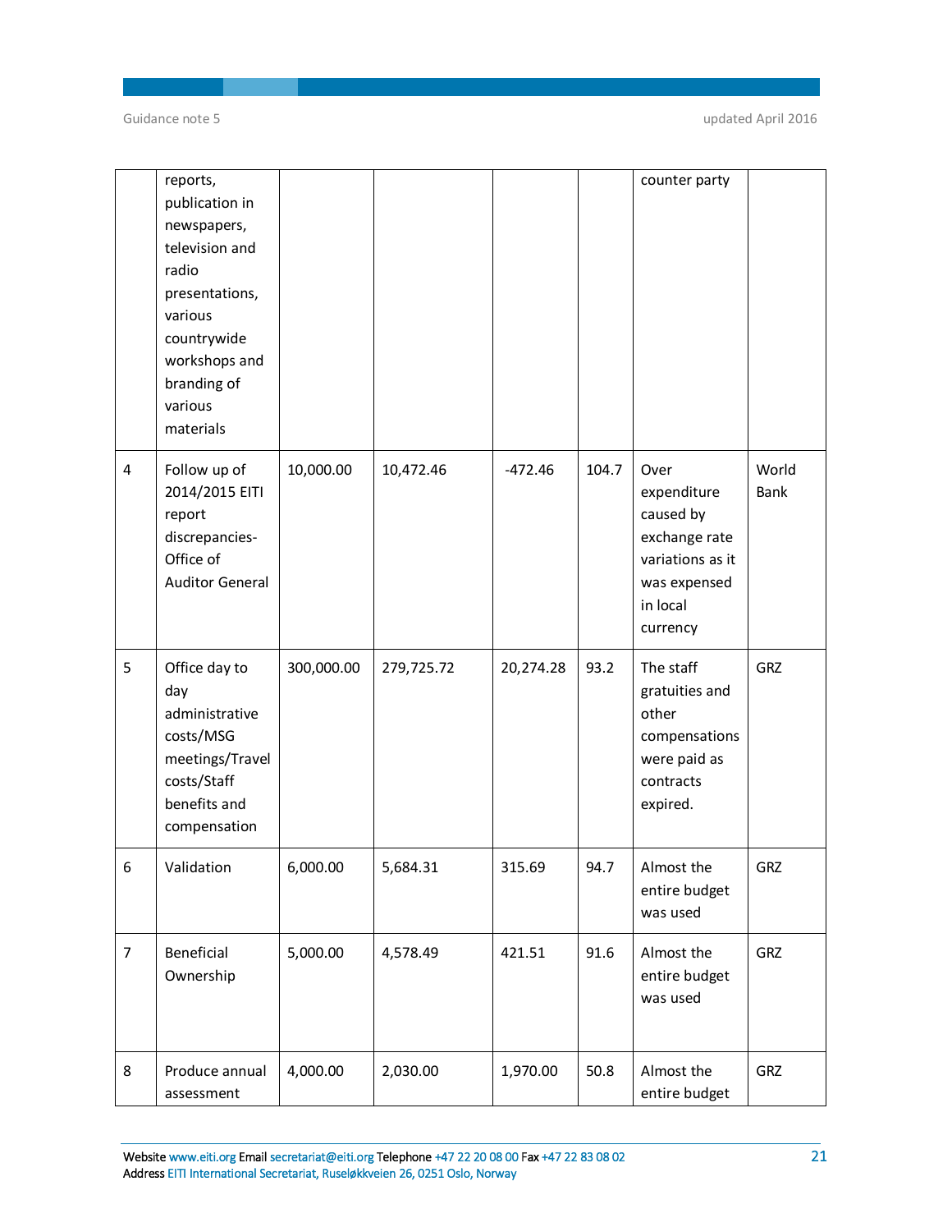| | | | | | | | |
|---|---|---|---|---|---|---|---|
| | reports, publication in newspapers, television and radio presentations, various countrywide workshops and branding of various materials | | | | | counter party | |
| 4 | Follow up of 2014/2015 EITI report discrepancies-Office of Auditor General | 10,000.00 | 10,472.46 | -472.46 | 104.7 | Over expenditure caused by exchange rate variations as it was expensed in local currency | World Bank |
| 5 | Office day to day administrative costs/MSG meetings/Travel costs/Staff benefits and compensation | 300,000.00 | 279,725.72 | 20,274.28 | 93.2 | The staff gratuities and other compensations were paid as contracts expired. | GRZ |
| 6 | Validation | 6,000.00 | 5,684.31 | 315.69 | 94.7 | Almost the entire budget was used | GRZ |
| 7 | Beneficial Ownership | 5,000.00 | 4,578.49 | 421.51 | 91.6 | Almost the entire budget was used | GRZ |
| 8 | Produce annual assessment | 4,000.00 | 2,030.00 | 1,970.00 | 50.8 | Almost the entire budget | GRZ |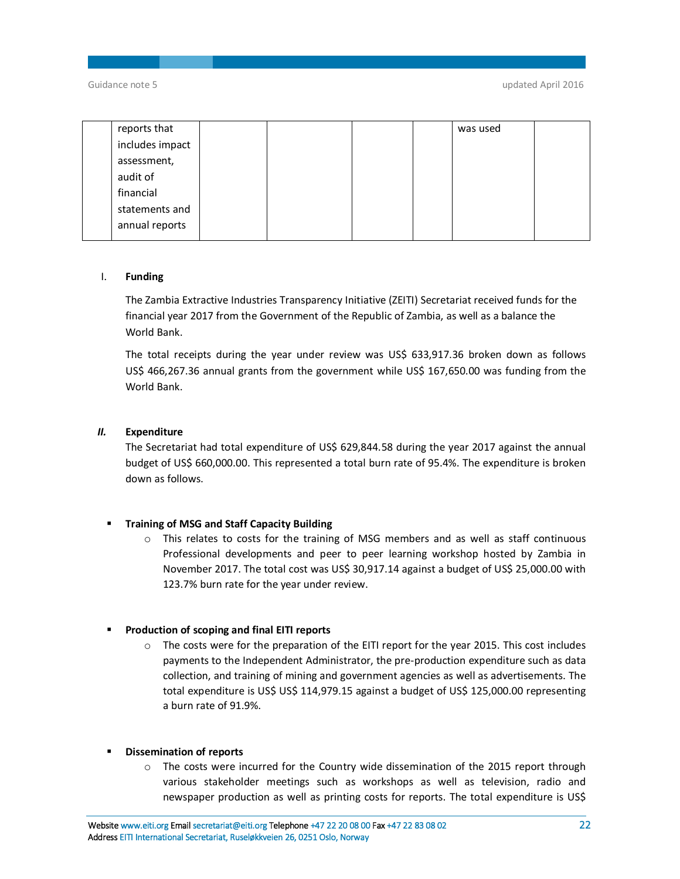|  | reports that includes impact assessment, audit of financial statements and annual reports |  |  |  |  | was used |  |
|---|---|---|---|---|---|---|---|

I. **Funding**

The Zambia Extractive Industries Transparency Initiative (ZEITI) Secretariat received funds for the financial year 2017 from the Government of the Republic of Zambia, as well as a balance the World Bank.

The total receipts during the year under review was US$ 633,917.36 broken down as follows US$ 466,267.36 annual grants from the government while US$ 167,650.00 was funding from the World Bank.

***II.*** **Expenditure**

The Secretariat had total expenditure of US$ 629,844.58 during the year 2017 against the annual budget of US$ 660,000.00. This represented a total burn rate of 95.4%. The expenditure is broken down as follows.

- **Training of MSG and Staff Capacity Building**
  - This relates to costs for the training of MSG members and as well as staff continuous Professional developments and peer to peer learning workshop hosted by Zambia in November 2017. The total cost was US$ 30,917.14 against a budget of US$ 25,000.00 with 123.7% burn rate for the year under review.

- **Production of scoping and final EITI reports**
  - The costs were for the preparation of the EITI report for the year 2015. This cost includes payments to the Independent Administrator, the pre-production expenditure such as data collection, and training of mining and government agencies as well as advertisements. The total expenditure is US$ US$ 114,979.15 against a budget of US$ 125,000.00 representing a burn rate of 91.9%.

- **Dissemination of reports**
  - The costs were incurred for the Country wide dissemination of the 2015 report through various stakeholder meetings such as workshops as well as television, radio and newspaper production as well as printing costs for reports. The total expenditure is US$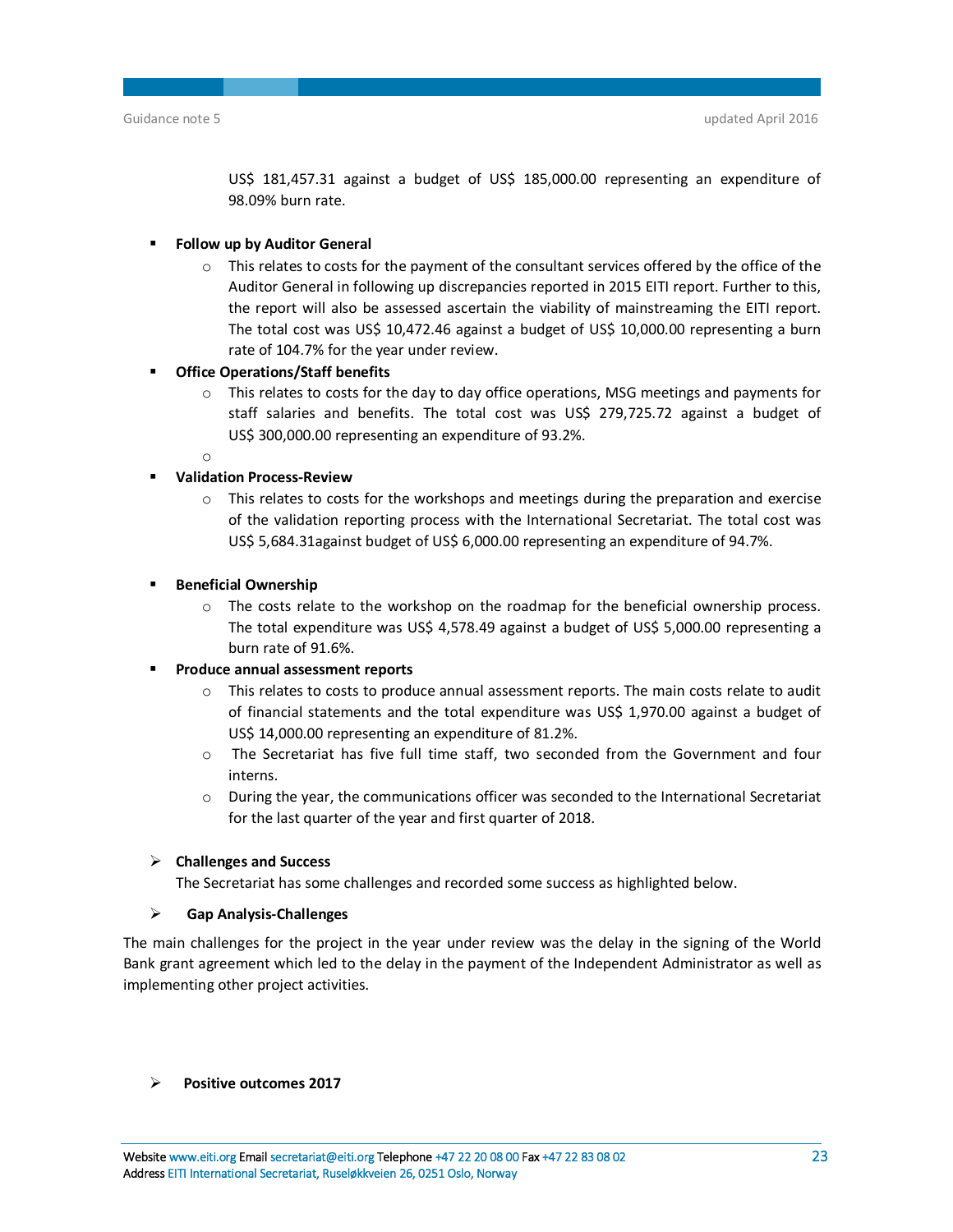US$ 181,457.31 against a budget of US$ 185,000.00 representing an expenditure of 98.09% burn rate.

- **Follow up by Auditor General**
  - This relates to costs for the payment of the consultant services offered by the office of the Auditor General in following up discrepancies reported in 2015 EITI report. Further to this, the report will also be assessed ascertain the viability of mainstreaming the EITI report. The total cost was US$ 10,472.46 against a budget of US$ 10,000.00 representing a burn rate of 104.7% for the year under review.
- **Office Operations/Staff benefits**
  - This relates to costs for the day to day office operations, MSG meetings and payments for staff salaries and benefits. The total cost was US$ 279,725.72 against a budget of US$ 300,000.00 representing an expenditure of 93.2%.
- **Validation Process-Review**
  - This relates to costs for the workshops and meetings during the preparation and exercise of the validation reporting process with the International Secretariat. The total cost was US$ 5,684.31against budget of US$ 6,000.00 representing an expenditure of 94.7%.
- **Beneficial Ownership**
  - The costs relate to the workshop on the roadmap for the beneficial ownership process. The total expenditure was US$ 4,578.49 against a budget of US$ 5,000.00 representing a burn rate of 91.6%.
- **Produce annual assessment reports**
  - This relates to costs to produce annual assessment reports. The main costs relate to audit of financial statements and the total expenditure was US$ 1,970.00 against a budget of US$ 14,000.00 representing an expenditure of 81.2%.
  - The Secretariat has five full time staff, two seconded from the Government and four interns.
  - During the year, the communications officer was seconded to the International Secretariat for the last quarter of the year and first quarter of 2018.

➢ **Challenges and Success**

The Secretariat has some challenges and recorded some success as highlighted below.

➢ **Gap Analysis-Challenges**

The main challenges for the project in the year under review was the delay in the signing of the World Bank grant agreement which led to the delay in the payment of the Independent Administrator as well as implementing other project activities.

➢ **Positive outcomes 2017**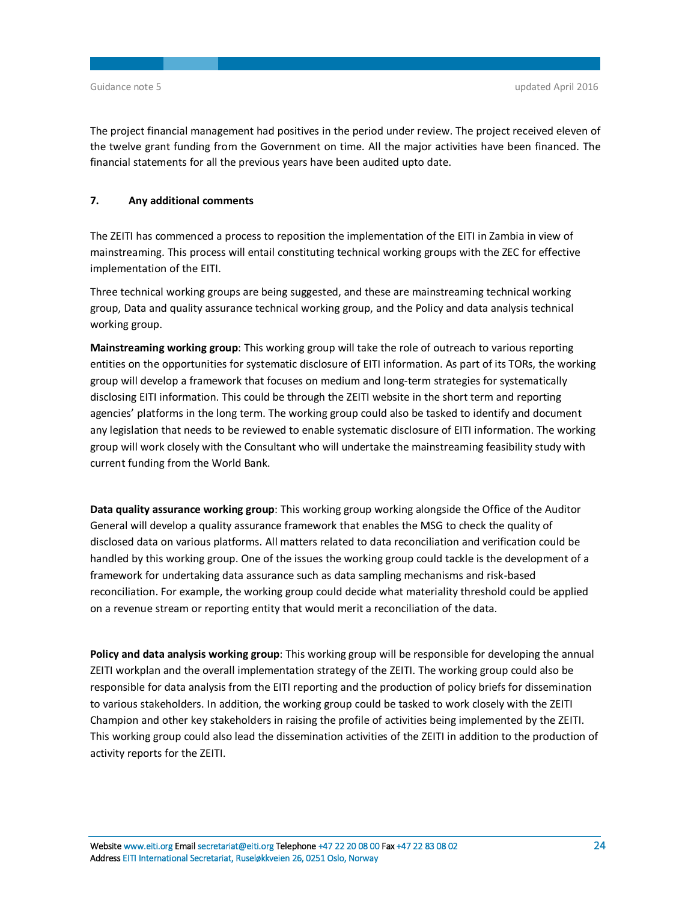The project financial management had positives in the period under review. The project received eleven of the twelve grant funding from the Government on time. All the major activities have been financed. The financial statements for all the previous years have been audited upto date.

**7. Any additional comments**

The ZEITI has commenced a process to reposition the implementation of the EITI in Zambia in view of mainstreaming. This process will entail constituting technical working groups with the ZEC for effective implementation of the EITI.

Three technical working groups are being suggested, and these are mainstreaming technical working group, Data and quality assurance technical working group, and the Policy and data analysis technical working group.

**Mainstreaming working group**: This working group will take the role of outreach to various reporting entities on the opportunities for systematic disclosure of EITI information. As part of its TORs, the working group will develop a framework that focuses on medium and long-term strategies for systematically disclosing EITI information. This could be through the ZEITI website in the short term and reporting agencies' platforms in the long term. The working group could also be tasked to identify and document any legislation that needs to be reviewed to enable systematic disclosure of EITI information. The working group will work closely with the Consultant who will undertake the mainstreaming feasibility study with current funding from the World Bank.

**Data quality assurance working group**: This working group working alongside the Office of the Auditor General will develop a quality assurance framework that enables the MSG to check the quality of disclosed data on various platforms. All matters related to data reconciliation and verification could be handled by this working group. One of the issues the working group could tackle is the development of a framework for undertaking data assurance such as data sampling mechanisms and risk-based reconciliation. For example, the working group could decide what materiality threshold could be applied on a revenue stream or reporting entity that would merit a reconciliation of the data.

**Policy and data analysis working group**: This working group will be responsible for developing the annual ZEITI workplan and the overall implementation strategy of the ZEITI. The working group could also be responsible for data analysis from the EITI reporting and the production of policy briefs for dissemination to various stakeholders. In addition, the working group could be tasked to work closely with the ZEITI Champion and other key stakeholders in raising the profile of activities being implemented by the ZEITI. This working group could also lead the dissemination activities of the ZEITI in addition to the production of activity reports for the ZEITI.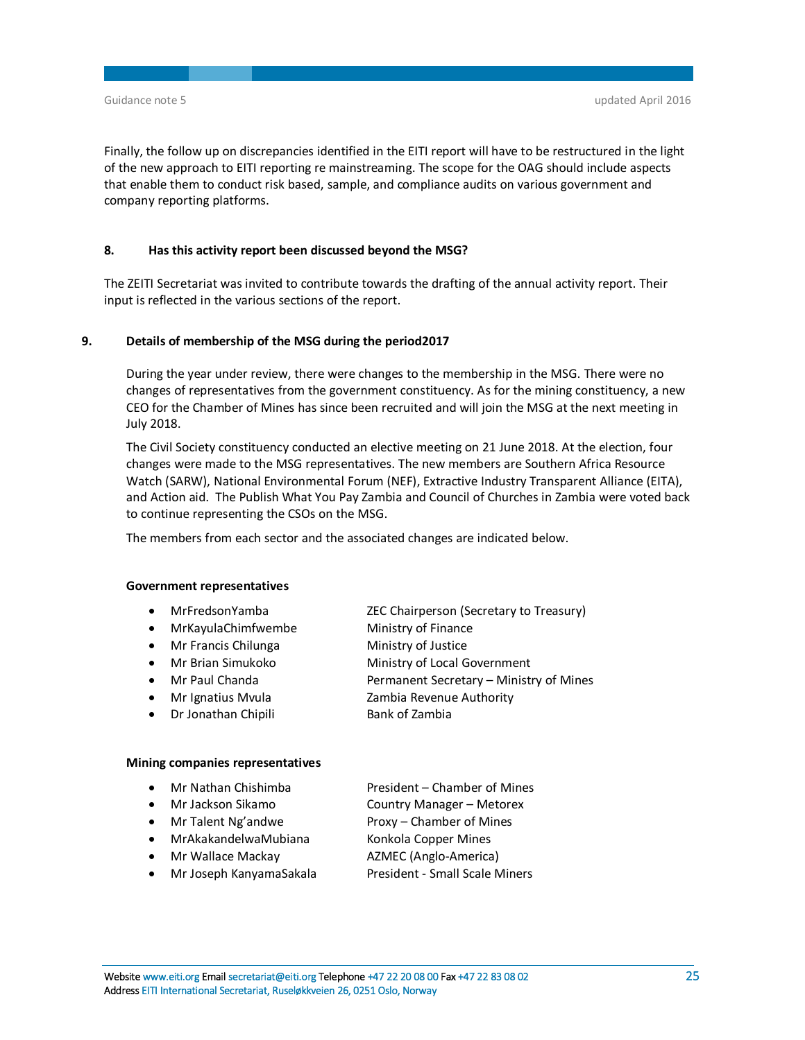Finally, the follow up on discrepancies identified in the EITI report will have to be restructured in the light of the new approach to EITI reporting re mainstreaming. The scope for the OAG should include aspects that enable them to conduct risk based, sample, and compliance audits on various government and company reporting platforms.

#### 8. Has this activity report been discussed beyond the MSG?

The ZEITI Secretariat was invited to contribute towards the drafting of the annual activity report. Their input is reflected in the various sections of the report.

#### 9. Details of membership of the MSG during the period2017

During the year under review, there were changes to the membership in the MSG. There were no changes of representatives from the government constituency. As for the mining constituency, a new CEO for the Chamber of Mines has since been recruited and will join the MSG at the next meeting in July 2018.

The Civil Society constituency conducted an elective meeting on 21 June 2018. At the election, four changes were made to the MSG representatives. The new members are Southern Africa Resource Watch (SARW), National Environmental Forum (NEF), Extractive Industry Transparent Alliance (EITA), and Action aid. The Publish What You Pay Zambia and Council of Churches in Zambia were voted back to continue representing the CSOs on the MSG.

The members from each sector and the associated changes are indicated below.

**Government representatives**

- MrFredsonYamba — ZEC Chairperson (Secretary to Treasury)
- MrKayulaChimfwembe — Ministry of Finance
- Mr Francis Chilunga — Ministry of Justice
- Mr Brian Simukoko — Ministry of Local Government
- Mr Paul Chanda — Permanent Secretary – Ministry of Mines
- Mr Ignatius Mvula — Zambia Revenue Authority
- Dr Jonathan Chipili — Bank of Zambia

**Mining companies representatives**

- Mr Nathan Chishimba — President – Chamber of Mines
- Mr Jackson Sikamo — Country Manager – Metorex
- Mr Talent Ng'andwe — Proxy – Chamber of Mines
- MrAkakandelwaMubiana — Konkola Copper Mines
- Mr Wallace Mackay — AZMEC (Anglo-America)
- Mr Joseph KanyamaSakala — President - Small Scale Miners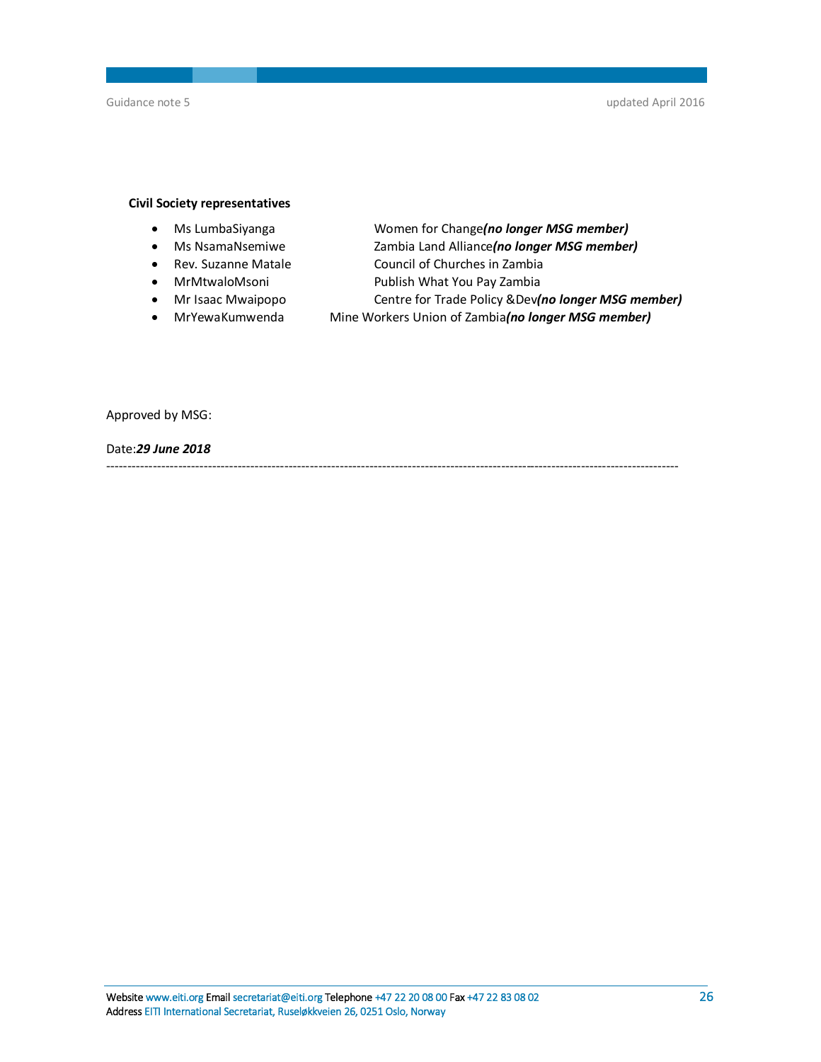**Civil Society representatives**

- Ms LumbaSiyanga Women for Change***(no longer MSG member)***
- Ms NsamaNsemiwe Zambia Land Alliance***(no longer MSG member)***
- Rev. Suzanne Matale Council of Churches in Zambia
- MrMtwaloMsoni Publish What You Pay Zambia
- Mr Isaac Mwaipopo Centre for Trade Policy &Dev***(no longer MSG member)***
- MrYewaKumwenda Mine Workers Union of Zambia***(no longer MSG member)***

Approved by MSG:

Date:***29 June 2018***

---